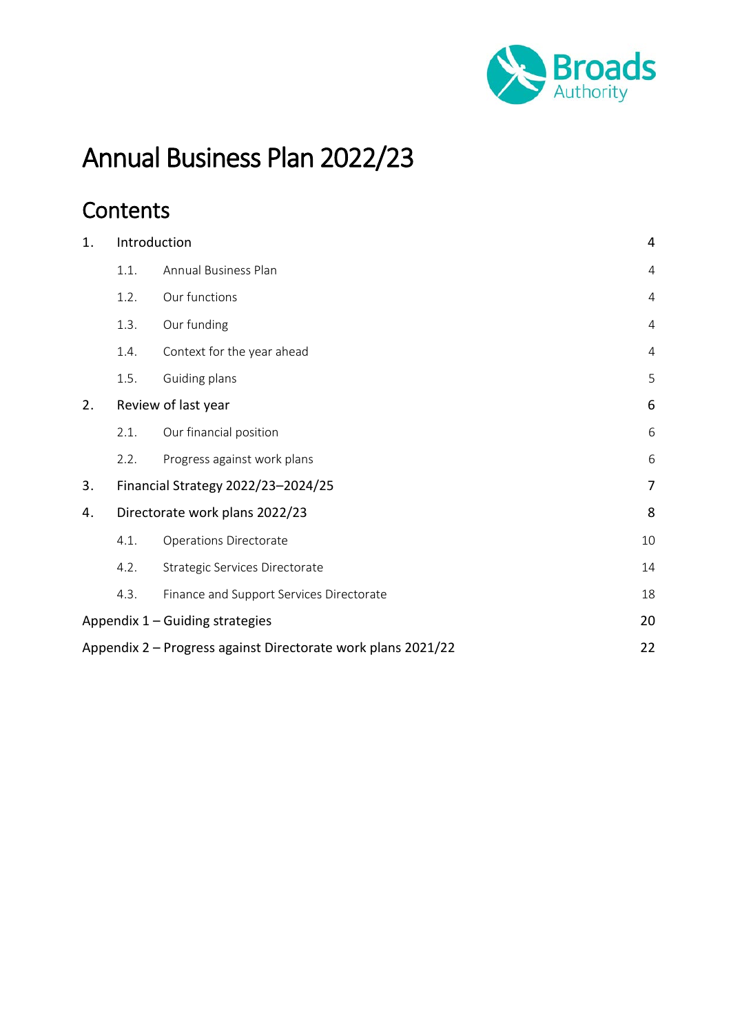Broads Authority

# Annual Business Plan 2022/23

## Contents

| | | |
|---|---|---|
| 1. | Introduction | 4 |
| | 1.1. Annual Business Plan | 4 |
| | 1.2. Our functions | 4 |
| | 1.3. Our funding | 4 |
| | 1.4. Context for the year ahead | 4 |
| | 1.5. Guiding plans | 5 |
| 2. | Review of last year | 6 |
| | 2.1. Our financial position | 6 |
| | 2.2. Progress against work plans | 6 |
| 3. | Financial Strategy 2022/23–2024/25 | 7 |
| 4. | Directorate work plans 2022/23 | 8 |
| | 4.1. Operations Directorate | 10 |
| | 4.2. Strategic Services Directorate | 14 |
| | 4.3. Finance and Support Services Directorate | 18 |
| | Appendix 1 – Guiding strategies | 20 |
| | Appendix 2 – Progress against Directorate work plans 2021/22 | 22 |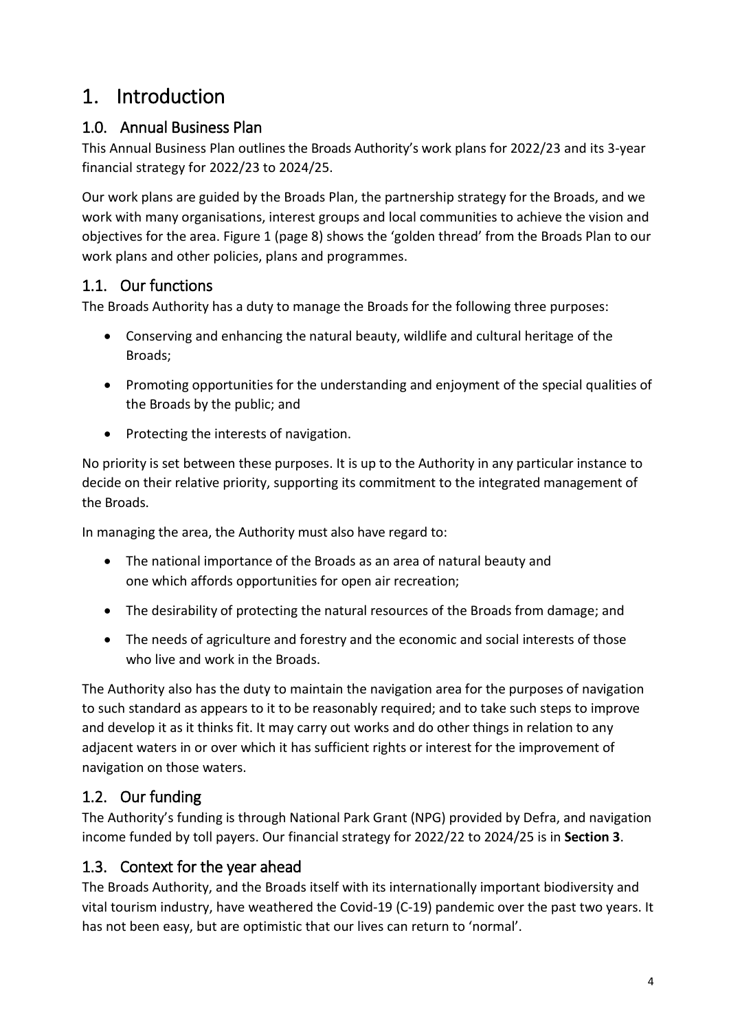# 1. Introduction

## 1.0. Annual Business Plan

This Annual Business Plan outlines the Broads Authority's work plans for 2022/23 and its 3-year financial strategy for 2022/23 to 2024/25.

Our work plans are guided by the Broads Plan, the partnership strategy for the Broads, and we work with many organisations, interest groups and local communities to achieve the vision and objectives for the area. Figure 1 (page 8) shows the 'golden thread' from the Broads Plan to our work plans and other policies, plans and programmes.

## 1.1. Our functions

The Broads Authority has a duty to manage the Broads for the following three purposes:

- Conserving and enhancing the natural beauty, wildlife and cultural heritage of the Broads;
- Promoting opportunities for the understanding and enjoyment of the special qualities of the Broads by the public; and
- Protecting the interests of navigation.

No priority is set between these purposes. It is up to the Authority in any particular instance to decide on their relative priority, supporting its commitment to the integrated management of the Broads.

In managing the area, the Authority must also have regard to:

- The national importance of the Broads as an area of natural beauty and one which affords opportunities for open air recreation;
- The desirability of protecting the natural resources of the Broads from damage; and
- The needs of agriculture and forestry and the economic and social interests of those who live and work in the Broads.

The Authority also has the duty to maintain the navigation area for the purposes of navigation to such standard as appears to it to be reasonably required; and to take such steps to improve and develop it as it thinks fit. It may carry out works and do other things in relation to any adjacent waters in or over which it has sufficient rights or interest for the improvement of navigation on those waters.

## 1.2. Our funding

The Authority's funding is through National Park Grant (NPG) provided by Defra, and navigation income funded by toll payers. Our financial strategy for 2022/22 to 2024/25 is in **Section 3**.

## 1.3. Context for the year ahead

The Broads Authority, and the Broads itself with its internationally important biodiversity and vital tourism industry, have weathered the Covid-19 (C-19) pandemic over the past two years. It has not been easy, but are optimistic that our lives can return to 'normal'.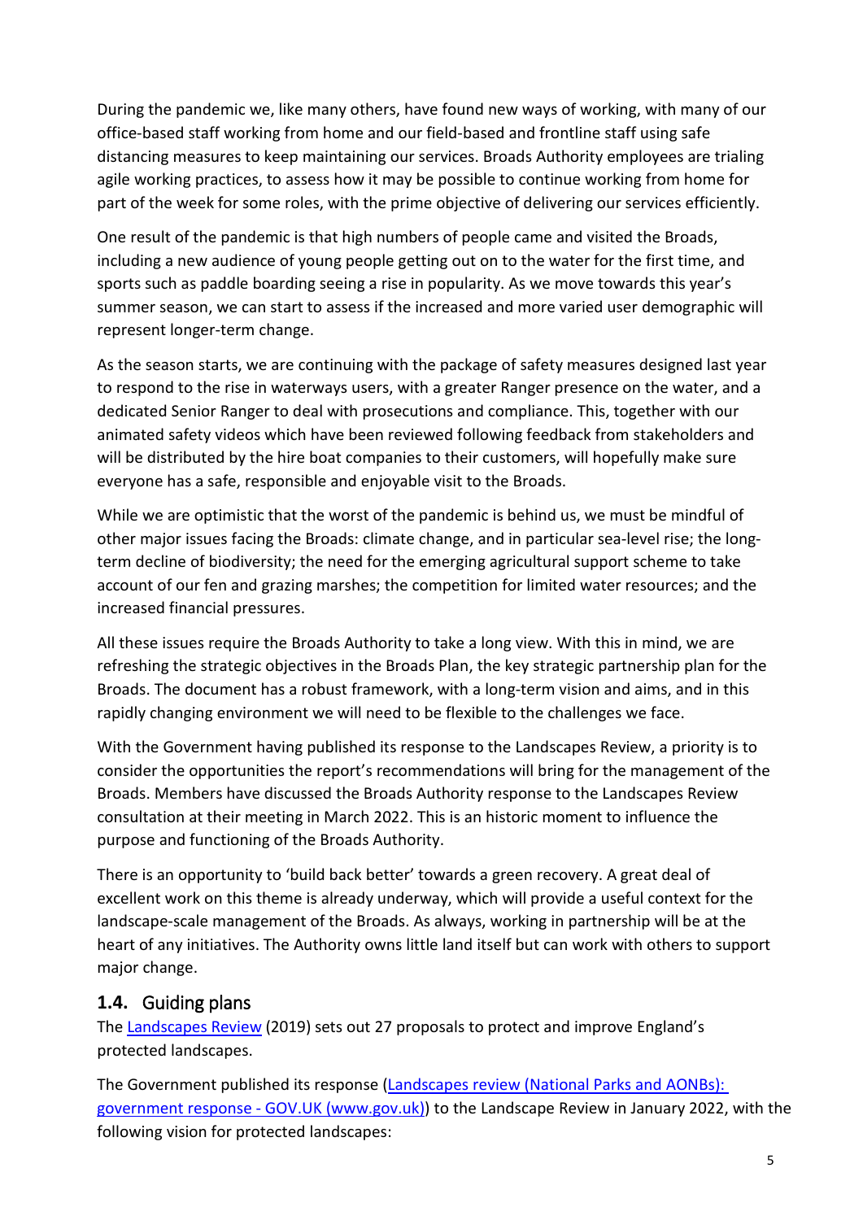During the pandemic we, like many others, have found new ways of working, with many of our office-based staff working from home and our field-based and frontline staff using safe distancing measures to keep maintaining our services. Broads Authority employees are trialing agile working practices, to assess how it may be possible to continue working from home for part of the week for some roles, with the prime objective of delivering our services efficiently.

One result of the pandemic is that high numbers of people came and visited the Broads, including a new audience of young people getting out on to the water for the first time, and sports such as paddle boarding seeing a rise in popularity. As we move towards this year's summer season, we can start to assess if the increased and more varied user demographic will represent longer-term change.

As the season starts, we are continuing with the package of safety measures designed last year to respond to the rise in waterways users, with a greater Ranger presence on the water, and a dedicated Senior Ranger to deal with prosecutions and compliance. This, together with our animated safety videos which have been reviewed following feedback from stakeholders and will be distributed by the hire boat companies to their customers, will hopefully make sure everyone has a safe, responsible and enjoyable visit to the Broads.

While we are optimistic that the worst of the pandemic is behind us, we must be mindful of other major issues facing the Broads: climate change, and in particular sea-level rise; the long-term decline of biodiversity; the need for the emerging agricultural support scheme to take account of our fen and grazing marshes; the competition for limited water resources; and the increased financial pressures.

All these issues require the Broads Authority to take a long view. With this in mind, we are refreshing the strategic objectives in the Broads Plan, the key strategic partnership plan for the Broads. The document has a robust framework, with a long-term vision and aims, and in this rapidly changing environment we will need to be flexible to the challenges we face.

With the Government having published its response to the Landscapes Review, a priority is to consider the opportunities the report's recommendations will bring for the management of the Broads. Members have discussed the Broads Authority response to the Landscapes Review consultation at their meeting in March 2022. This is an historic moment to influence the purpose and functioning of the Broads Authority.

There is an opportunity to 'build back better' towards a green recovery. A great deal of excellent work on this theme is already underway, which will provide a useful context for the landscape-scale management of the Broads. As always, working in partnership will be at the heart of any initiatives. The Authority owns little land itself but can work with others to support major change.

## 1.4. Guiding plans

The Landscapes Review (2019) sets out 27 proposals to protect and improve England's protected landscapes.

The Government published its response (Landscapes review (National Parks and AONBs): government response - GOV.UK (www.gov.uk)) to the Landscape Review in January 2022, with the following vision for protected landscapes: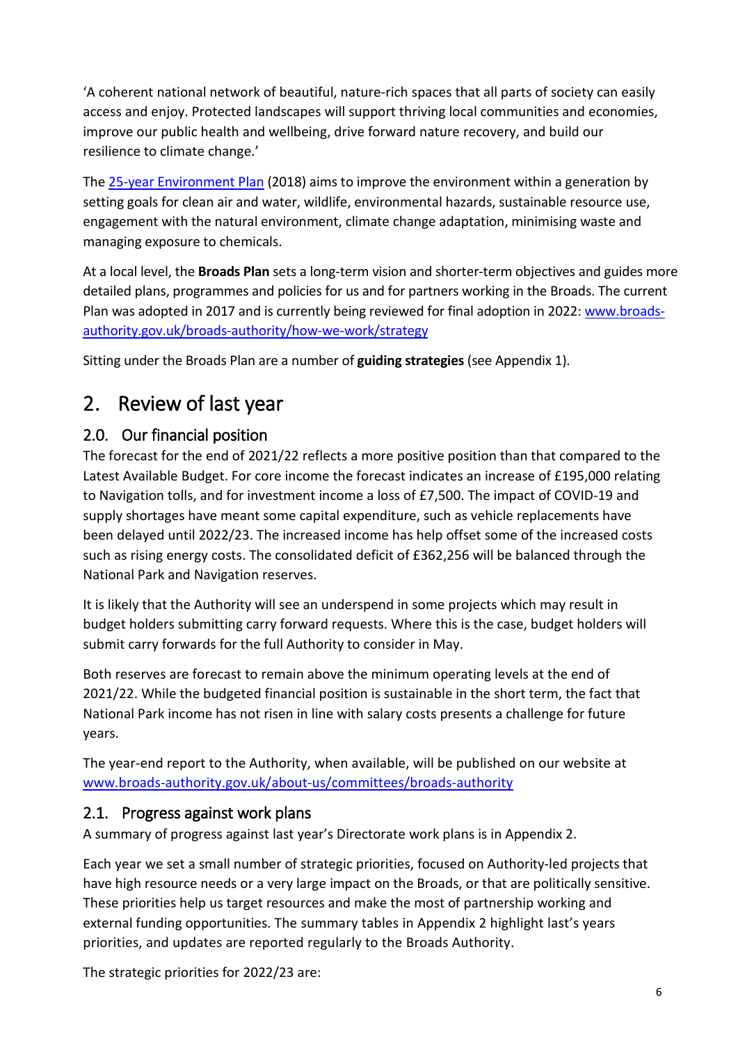'A coherent national network of beautiful, nature-rich spaces that all parts of society can easily access and enjoy. Protected landscapes will support thriving local communities and economies, improve our public health and wellbeing, drive forward nature recovery, and build our resilience to climate change.'

The [25-year Environment Plan](https://www.gov.uk/government/publications/25-year-environment-plan) (2018) aims to improve the environment within a generation by setting goals for clean air and water, wildlife, environmental hazards, sustainable resource use, engagement with the natural environment, climate change adaptation, minimising waste and managing exposure to chemicals.

At a local level, the **Broads Plan** sets a long-term vision and shorter-term objectives and guides more detailed plans, programmes and policies for us and for partners working in the Broads. The current Plan was adopted in 2017 and is currently being reviewed for final adoption in 2022: [www.broads-authority.gov.uk/broads-authority/how-we-work/strategy](http://www.broads-authority.gov.uk/broads-authority/how-we-work/strategy)

Sitting under the Broads Plan are a number of **guiding strategies** (see Appendix 1).

# 2. Review of last year

## 2.0. Our financial position

The forecast for the end of 2021/22 reflects a more positive position than that compared to the Latest Available Budget. For core income the forecast indicates an increase of £195,000 relating to Navigation tolls, and for investment income a loss of £7,500. The impact of COVID-19 and supply shortages have meant some capital expenditure, such as vehicle replacements have been delayed until 2022/23. The increased income has help offset some of the increased costs such as rising energy costs. The consolidated deficit of £362,256 will be balanced through the National Park and Navigation reserves.

It is likely that the Authority will see an underspend in some projects which may result in budget holders submitting carry forward requests. Where this is the case, budget holders will submit carry forwards for the full Authority to consider in May.

Both reserves are forecast to remain above the minimum operating levels at the end of 2021/22. While the budgeted financial position is sustainable in the short term, the fact that National Park income has not risen in line with salary costs presents a challenge for future years.

The year-end report to the Authority, when available, will be published on our website at [www.broads-authority.gov.uk/about-us/committees/broads-authority](http://www.broads-authority.gov.uk/about-us/committees/broads-authority)

## 2.1. Progress against work plans

A summary of progress against last year's Directorate work plans is in Appendix 2.

Each year we set a small number of strategic priorities, focused on Authority-led projects that have high resource needs or a very large impact on the Broads, or that are politically sensitive. These priorities help us target resources and make the most of partnership working and external funding opportunities. The summary tables in Appendix 2 highlight last's years priorities, and updates are reported regularly to the Broads Authority.

The strategic priorities for 2022/23 are: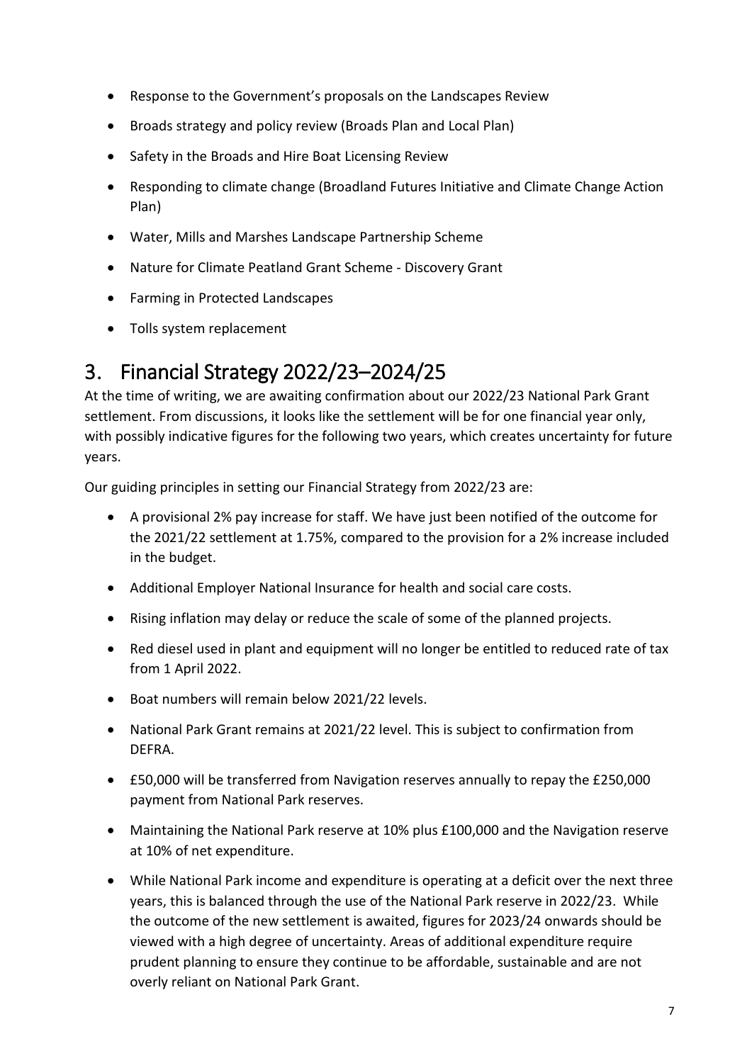- Response to the Government's proposals on the Landscapes Review
- Broads strategy and policy review (Broads Plan and Local Plan)
- Safety in the Broads and Hire Boat Licensing Review
- Responding to climate change (Broadland Futures Initiative and Climate Change Action Plan)
- Water, Mills and Marshes Landscape Partnership Scheme
- Nature for Climate Peatland Grant Scheme - Discovery Grant
- Farming in Protected Landscapes
- Tolls system replacement

## 3. Financial Strategy 2022/23–2024/25

At the time of writing, we are awaiting confirmation about our 2022/23 National Park Grant settlement. From discussions, it looks like the settlement will be for one financial year only, with possibly indicative figures for the following two years, which creates uncertainty for future years.

Our guiding principles in setting our Financial Strategy from 2022/23 are:

- A provisional 2% pay increase for staff. We have just been notified of the outcome for the 2021/22 settlement at 1.75%, compared to the provision for a 2% increase included in the budget.
- Additional Employer National Insurance for health and social care costs.
- Rising inflation may delay or reduce the scale of some of the planned projects.
- Red diesel used in plant and equipment will no longer be entitled to reduced rate of tax from 1 April 2022.
- Boat numbers will remain below 2021/22 levels.
- National Park Grant remains at 2021/22 level. This is subject to confirmation from DEFRA.
- £50,000 will be transferred from Navigation reserves annually to repay the £250,000 payment from National Park reserves.
- Maintaining the National Park reserve at 10% plus £100,000 and the Navigation reserve at 10% of net expenditure.
- While National Park income and expenditure is operating at a deficit over the next three years, this is balanced through the use of the National Park reserve in 2022/23. While the outcome of the new settlement is awaited, figures for 2023/24 onwards should be viewed with a high degree of uncertainty. Areas of additional expenditure require prudent planning to ensure they continue to be affordable, sustainable and are not overly reliant on National Park Grant.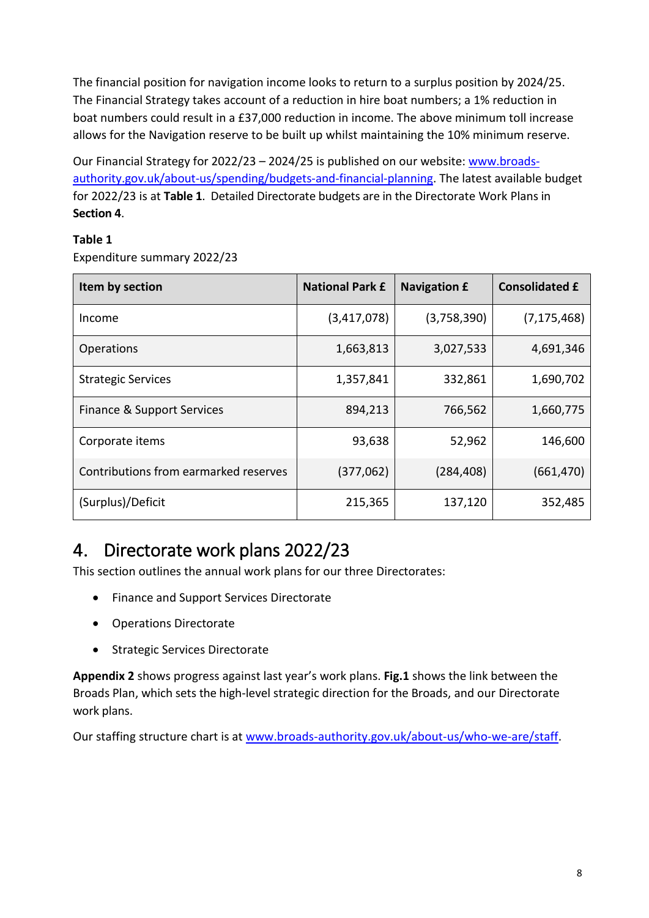The financial position for navigation income looks to return to a surplus position by 2024/25. The Financial Strategy takes account of a reduction in hire boat numbers; a 1% reduction in boat numbers could result in a £37,000 reduction in income. The above minimum toll increase allows for the Navigation reserve to be built up whilst maintaining the 10% minimum reserve.

Our Financial Strategy for 2022/23 – 2024/25 is published on our website: [www.broads-authority.gov.uk/about-us/spending/budgets-and-financial-planning](www.broads-authority.gov.uk/about-us/spending/budgets-and-financial-planning). The latest available budget for 2022/23 is at **Table 1**. Detailed Directorate budgets are in the Directorate Work Plans in **Section 4**.

**Table 1**

Expenditure summary 2022/23

| Item by section | National Park £ | Navigation £ | Consolidated £ |
|---|---|---|---|
| Income | (3,417,078) | (3,758,390) | (7,175,468) |
| Operations | 1,663,813 | 3,027,533 | 4,691,346 |
| Strategic Services | 1,357,841 | 332,861 | 1,690,702 |
| Finance & Support Services | 894,213 | 766,562 | 1,660,775 |
| Corporate items | 93,638 | 52,962 | 146,600 |
| Contributions from earmarked reserves | (377,062) | (284,408) | (661,470) |
| (Surplus)/Deficit | 215,365 | 137,120 | 352,485 |

# 4. Directorate work plans 2022/23

This section outlines the annual work plans for our three Directorates:

- Finance and Support Services Directorate
- Operations Directorate
- Strategic Services Directorate

**Appendix 2** shows progress against last year's work plans. **Fig.1** shows the link between the Broads Plan, which sets the high-level strategic direction for the Broads, and our Directorate work plans.

Our staffing structure chart is at [www.broads-authority.gov.uk/about-us/who-we-are/staff](www.broads-authority.gov.uk/about-us/who-we-are/staff).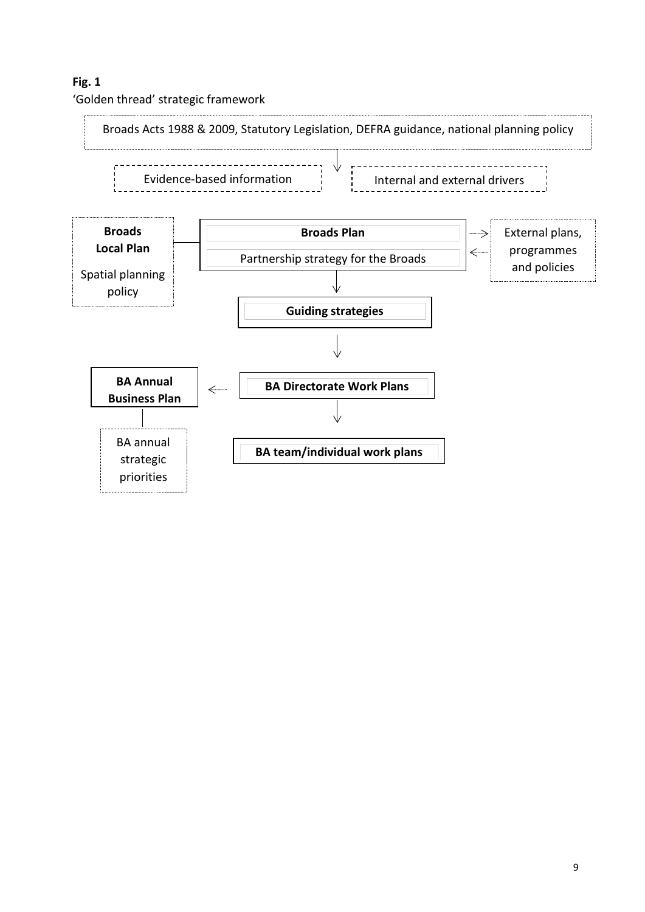**Fig. 1**

'Golden thread' strategic framework

Broads Acts 1988 & 2009, Statutory Legislation, DEFRA guidance, national planning policy

Evidence-based information

Internal and external drivers

**Broads Local Plan**

Spatial planning policy

**Broads Plan**

Partnership strategy for the Broads

External plans, programmes and policies

**Guiding strategies**

**BA Annual Business Plan**

BA annual strategic priorities

**BA Directorate Work Plans**

**BA team/individual work plans**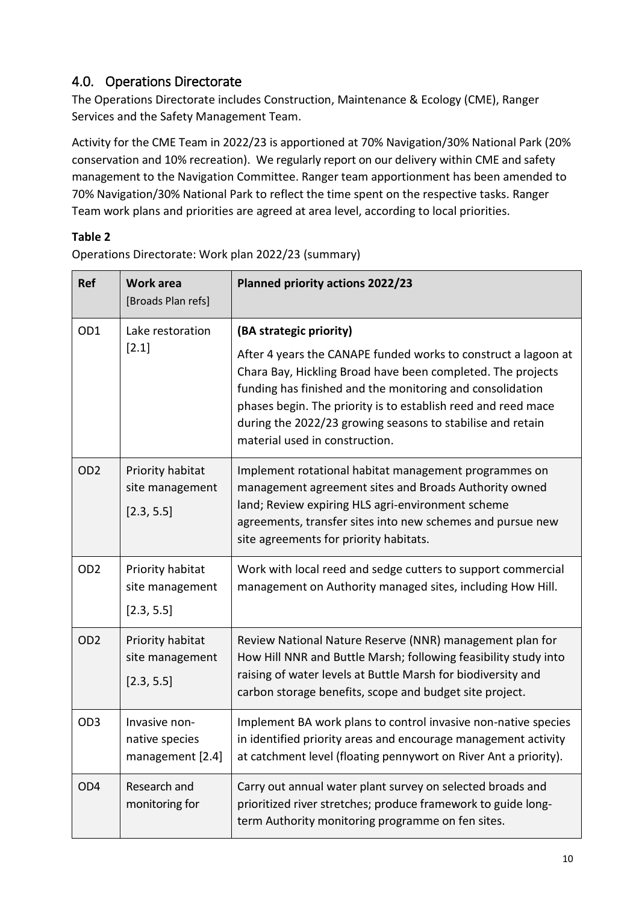## 4.0. Operations Directorate

The Operations Directorate includes Construction, Maintenance & Ecology (CME), Ranger Services and the Safety Management Team.

Activity for the CME Team in 2022/23 is apportioned at 70% Navigation/30% National Park (20% conservation and 10% recreation). We regularly report on our delivery within CME and safety management to the Navigation Committee. Ranger team apportionment has been amended to 70% Navigation/30% National Park to reflect the time spent on the respective tasks. Ranger Team work plans and priorities are agreed at area level, according to local priorities.

**Table 2**

Operations Directorate: Work plan 2022/23 (summary)

| Ref | Work area [Broads Plan refs] | Planned priority actions 2022/23 |
|---|---|---|
| OD1 | Lake restoration [2.1] | **(BA strategic priority)** After 4 years the CANAPE funded works to construct a lagoon at Chara Bay, Hickling Broad have been completed. The projects funding has finished and the monitoring and consolidation phases begin. The priority is to establish reed and reed mace during the 2022/23 growing seasons to stabilise and retain material used in construction. |
| OD2 | Priority habitat site management [2.3, 5.5] | Implement rotational habitat management programmes on management agreement sites and Broads Authority owned land; Review expiring HLS agri-environment scheme agreements, transfer sites into new schemes and pursue new site agreements for priority habitats. |
| OD2 | Priority habitat site management [2.3, 5.5] | Work with local reed and sedge cutters to support commercial management on Authority managed sites, including How Hill. |
| OD2 | Priority habitat site management [2.3, 5.5] | Review National Nature Reserve (NNR) management plan for How Hill NNR and Buttle Marsh; following feasibility study into raising of water levels at Buttle Marsh for biodiversity and carbon storage benefits, scope and budget site project. |
| OD3 | Invasive non-native species management [2.4] | Implement BA work plans to control invasive non-native species in identified priority areas and encourage management activity at catchment level (floating pennywort on River Ant a priority). |
| OD4 | Research and monitoring for | Carry out annual water plant survey on selected broads and prioritized river stretches; produce framework to guide long-term Authority monitoring programme on fen sites. |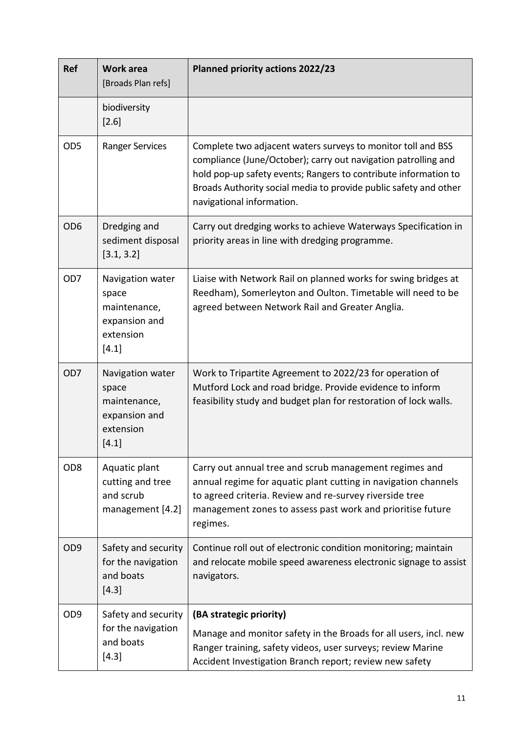| Ref | Work area [Broads Plan refs] | Planned priority actions 2022/23 |
|---|---|---|
| | biodiversity [2.6] | |
| OD5 | Ranger Services | Complete two adjacent waters surveys to monitor toll and BSS compliance (June/October); carry out navigation patrolling and hold pop-up safety events; Rangers to contribute information to Broads Authority social media to provide public safety and other navigational information. |
| OD6 | Dredging and sediment disposal [3.1, 3.2] | Carry out dredging works to achieve Waterways Specification in priority areas in line with dredging programme. |
| OD7 | Navigation water space maintenance, expansion and extension [4.1] | Liaise with Network Rail on planned works for swing bridges at Reedham), Somerleyton and Oulton. Timetable will need to be agreed between Network Rail and Greater Anglia. |
| OD7 | Navigation water space maintenance, expansion and extension [4.1] | Work to Tripartite Agreement to 2022/23 for operation of Mutford Lock and road bridge. Provide evidence to inform feasibility study and budget plan for restoration of lock walls. |
| OD8 | Aquatic plant cutting and tree and scrub management [4.2] | Carry out annual tree and scrub management regimes and annual regime for aquatic plant cutting in navigation channels to agreed criteria. Review and re-survey riverside tree management zones to assess past work and prioritise future regimes. |
| OD9 | Safety and security for the navigation and boats [4.3] | Continue roll out of electronic condition monitoring; maintain and relocate mobile speed awareness electronic signage to assist navigators. |
| OD9 | Safety and security for the navigation and boats [4.3] | **(BA strategic priority)** Manage and monitor safety in the Broads for all users, incl. new Ranger training, safety videos, user surveys; review Marine Accident Investigation Branch report; review new safety |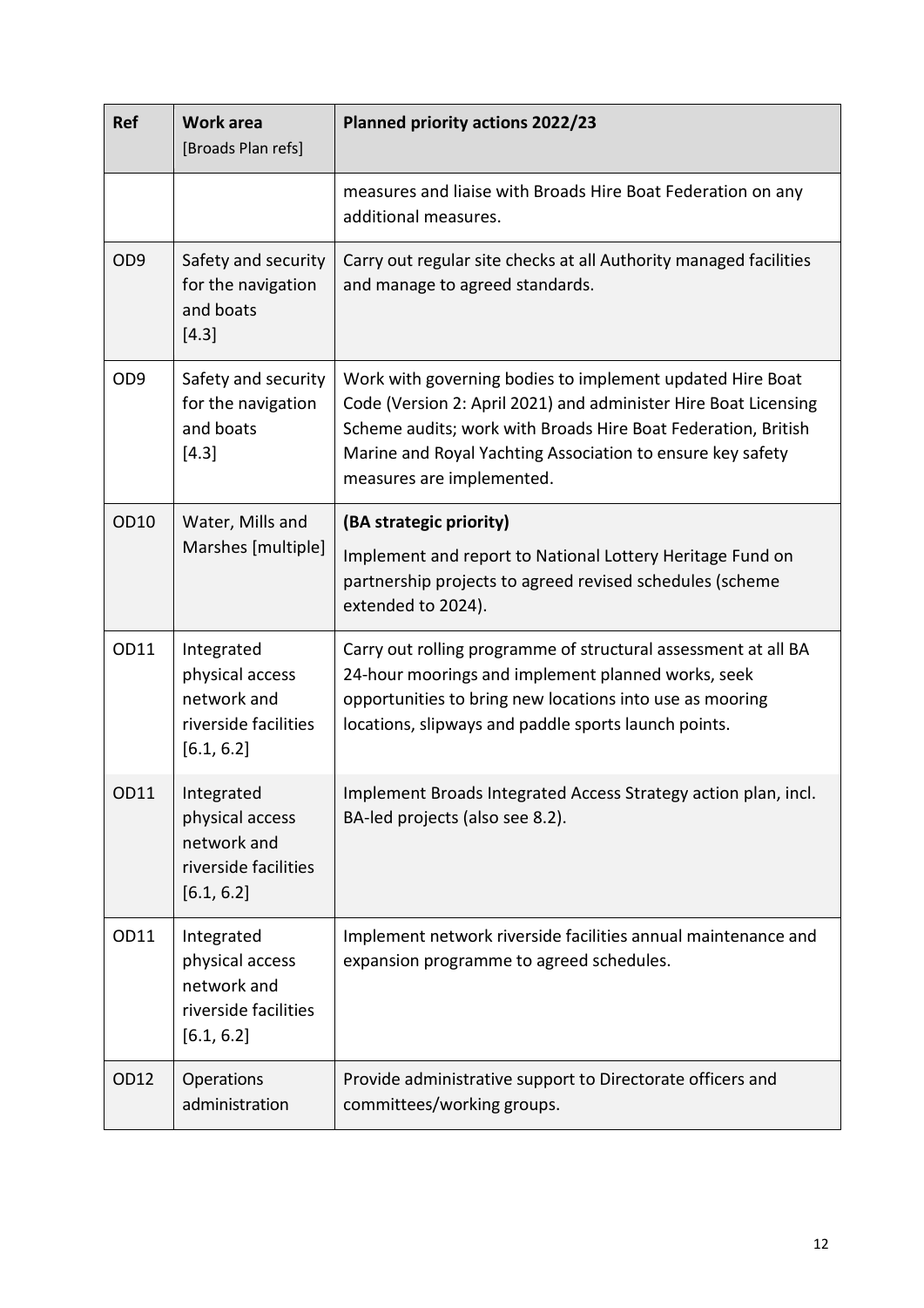| Ref | Work area [Broads Plan refs] | Planned priority actions 2022/23 |
|---|---|---|
| | | measures and liaise with Broads Hire Boat Federation on any additional measures. |
| OD9 | Safety and security for the navigation and boats [4.3] | Carry out regular site checks at all Authority managed facilities and manage to agreed standards. |
| OD9 | Safety and security for the navigation and boats [4.3] | Work with governing bodies to implement updated Hire Boat Code (Version 2: April 2021) and administer Hire Boat Licensing Scheme audits; work with Broads Hire Boat Federation, British Marine and Royal Yachting Association to ensure key safety measures are implemented. |
| OD10 | Water, Mills and Marshes [multiple] | **(BA strategic priority)** Implement and report to National Lottery Heritage Fund on partnership projects to agreed revised schedules (scheme extended to 2024). |
| OD11 | Integrated physical access network and riverside facilities [6.1, 6.2] | Carry out rolling programme of structural assessment at all BA 24-hour moorings and implement planned works, seek opportunities to bring new locations into use as mooring locations, slipways and paddle sports launch points. |
| OD11 | Integrated physical access network and riverside facilities [6.1, 6.2] | Implement Broads Integrated Access Strategy action plan, incl. BA-led projects (also see 8.2). |
| OD11 | Integrated physical access network and riverside facilities [6.1, 6.2] | Implement network riverside facilities annual maintenance and expansion programme to agreed schedules. |
| OD12 | Operations administration | Provide administrative support to Directorate officers and committees/working groups. |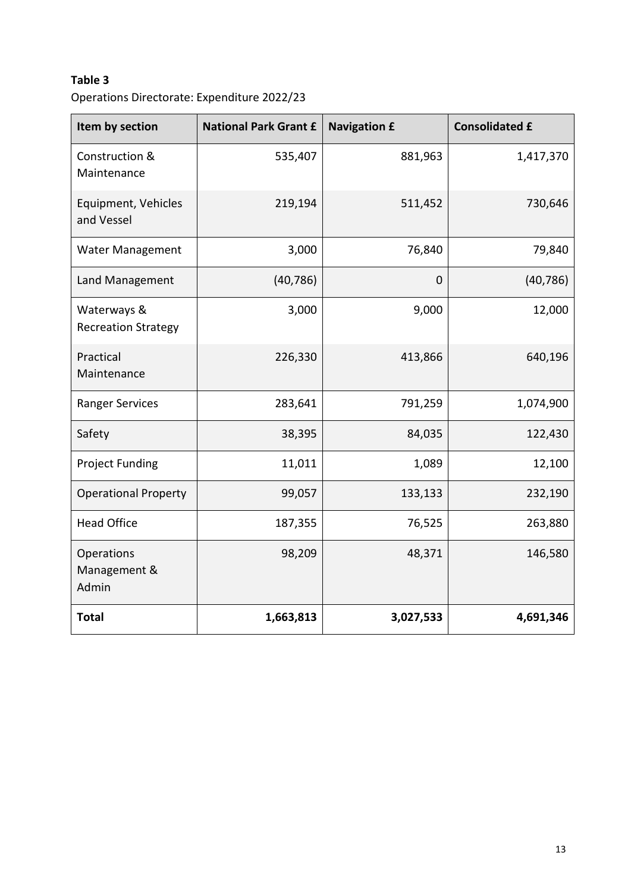**Table 3**

Operations Directorate: Expenditure 2022/23

| Item by section | National Park Grant £ | Navigation £ | Consolidated £ |
|---|---|---|---|
| Construction & Maintenance | 535,407 | 881,963 | 1,417,370 |
| Equipment, Vehicles and Vessel | 219,194 | 511,452 | 730,646 |
| Water Management | 3,000 | 76,840 | 79,840 |
| Land Management | (40,786) | 0 | (40,786) |
| Waterways & Recreation Strategy | 3,000 | 9,000 | 12,000 |
| Practical Maintenance | 226,330 | 413,866 | 640,196 |
| Ranger Services | 283,641 | 791,259 | 1,074,900 |
| Safety | 38,395 | 84,035 | 122,430 |
| Project Funding | 11,011 | 1,089 | 12,100 |
| Operational Property | 99,057 | 133,133 | 232,190 |
| Head Office | 187,355 | 76,525 | 263,880 |
| Operations Management & Admin | 98,209 | 48,371 | 146,580 |
| **Total** | **1,663,813** | **3,027,533** | **4,691,346** |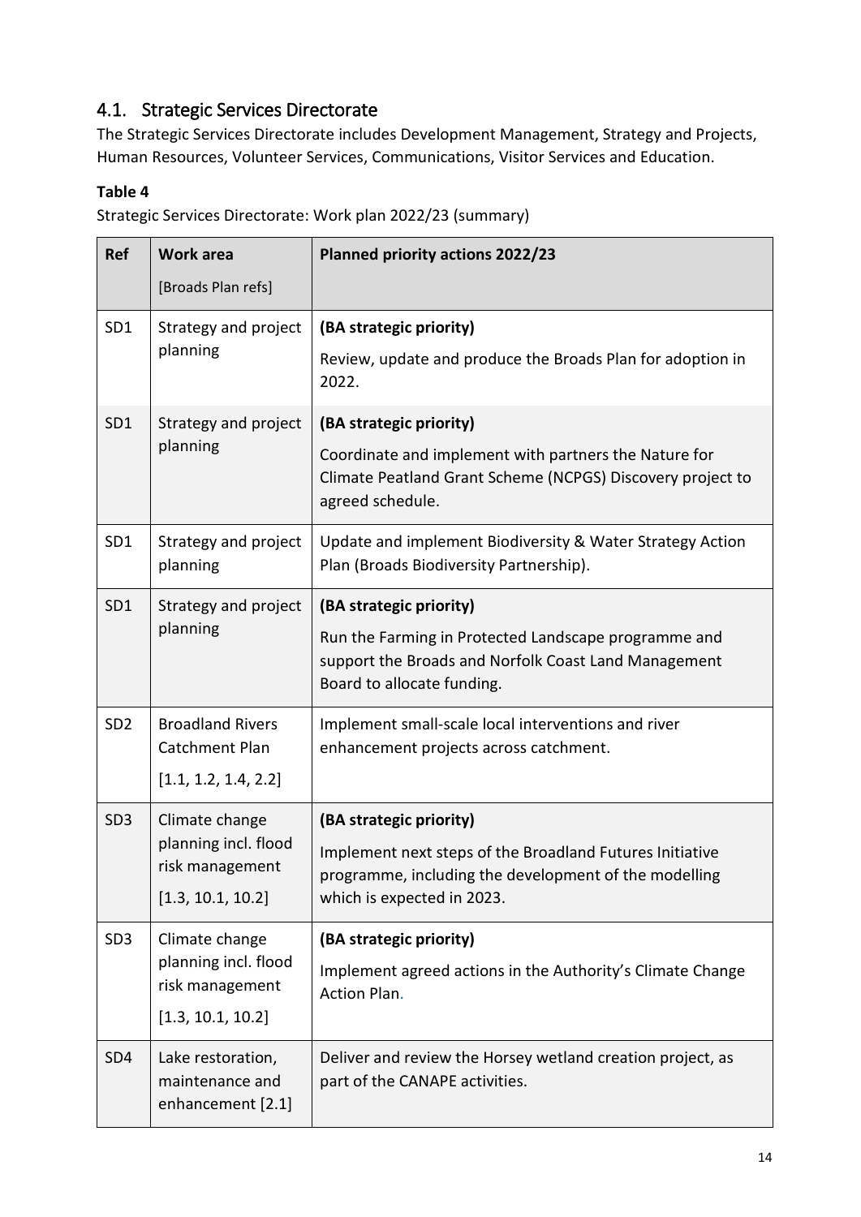## 4.1. Strategic Services Directorate

The Strategic Services Directorate includes Development Management, Strategy and Projects, Human Resources, Volunteer Services, Communications, Visitor Services and Education.

**Table 4**

Strategic Services Directorate: Work plan 2022/23 (summary)

| Ref | Work area [Broads Plan refs] | Planned priority actions 2022/23 |
|---|---|---|
| SD1 | Strategy and project planning | **(BA strategic priority)** Review, update and produce the Broads Plan for adoption in 2022. |
| SD1 | Strategy and project planning | **(BA strategic priority)** Coordinate and implement with partners the Nature for Climate Peatland Grant Scheme (NCPGS) Discovery project to agreed schedule. |
| SD1 | Strategy and project planning | Update and implement Biodiversity & Water Strategy Action Plan (Broads Biodiversity Partnership). |
| SD1 | Strategy and project planning | **(BA strategic priority)** Run the Farming in Protected Landscape programme and support the Broads and Norfolk Coast Land Management Board to allocate funding. |
| SD2 | Broadland Rivers Catchment Plan [1.1, 1.2, 1.4, 2.2] | Implement small-scale local interventions and river enhancement projects across catchment. |
| SD3 | Climate change planning incl. flood risk management [1.3, 10.1, 10.2] | **(BA strategic priority)** Implement next steps of the Broadland Futures Initiative programme, including the development of the modelling which is expected in 2023. |
| SD3 | Climate change planning incl. flood risk management [1.3, 10.1, 10.2] | **(BA strategic priority)** Implement agreed actions in the Authority's Climate Change Action Plan. |
| SD4 | Lake restoration, maintenance and enhancement [2.1] | Deliver and review the Horsey wetland creation project, as part of the CANAPE activities. |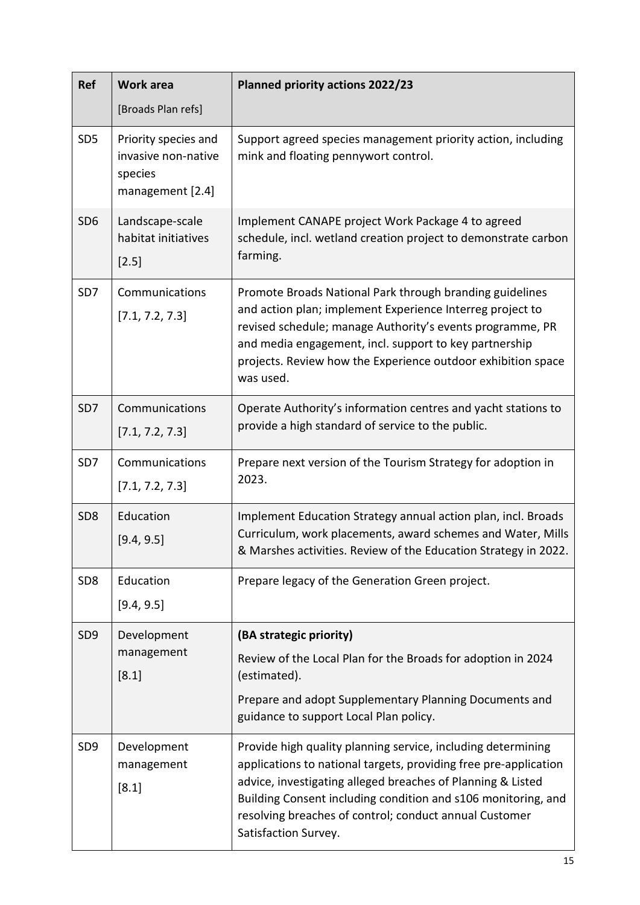| Ref | Work area [Broads Plan refs] | Planned priority actions 2022/23 |
|---|---|---|
| SD5 | Priority species and invasive non-native species management [2.4] | Support agreed species management priority action, including mink and floating pennywort control. |
| SD6 | Landscape-scale habitat initiatives [2.5] | Implement CANAPE project Work Package 4 to agreed schedule, incl. wetland creation project to demonstrate carbon farming. |
| SD7 | Communications [7.1, 7.2, 7.3] | Promote Broads National Park through branding guidelines and action plan; implement Experience Interreg project to revised schedule; manage Authority's events programme, PR and media engagement, incl. support to key partnership projects. Review how the Experience outdoor exhibition space was used. |
| SD7 | Communications [7.1, 7.2, 7.3] | Operate Authority's information centres and yacht stations to provide a high standard of service to the public. |
| SD7 | Communications [7.1, 7.2, 7.3] | Prepare next version of the Tourism Strategy for adoption in 2023. |
| SD8 | Education [9.4, 9.5] | Implement Education Strategy annual action plan, incl. Broads Curriculum, work placements, award schemes and Water, Mills & Marshes activities. Review of the Education Strategy in 2022. |
| SD8 | Education [9.4, 9.5] | Prepare legacy of the Generation Green project. |
| SD9 | Development management [8.1] | **(BA strategic priority)** Review of the Local Plan for the Broads for adoption in 2024 (estimated). Prepare and adopt Supplementary Planning Documents and guidance to support Local Plan policy. |
| SD9 | Development management [8.1] | Provide high quality planning service, including determining applications to national targets, providing free pre-application advice, investigating alleged breaches of Planning & Listed Building Consent including condition and s106 monitoring, and resolving breaches of control; conduct annual Customer Satisfaction Survey. |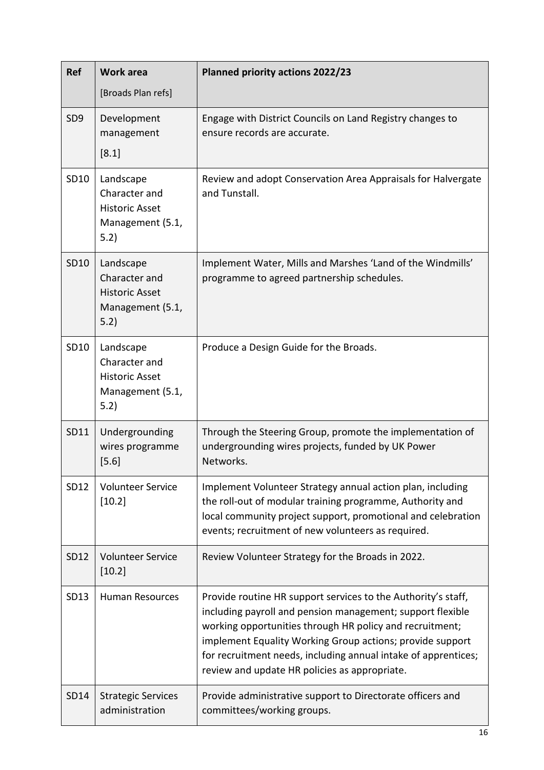| Ref | Work area [Broads Plan refs] | Planned priority actions 2022/23 |
|---|---|---|
| SD9 | Development management [8.1] | Engage with District Councils on Land Registry changes to ensure records are accurate. |
| SD10 | Landscape Character and Historic Asset Management (5.1, 5.2) | Review and adopt Conservation Area Appraisals for Halvergate and Tunstall. |
| SD10 | Landscape Character and Historic Asset Management (5.1, 5.2) | Implement Water, Mills and Marshes 'Land of the Windmills' programme to agreed partnership schedules. |
| SD10 | Landscape Character and Historic Asset Management (5.1, 5.2) | Produce a Design Guide for the Broads. |
| SD11 | Undergrounding wires programme [5.6] | Through the Steering Group, promote the implementation of undergrounding wires projects, funded by UK Power Networks. |
| SD12 | Volunteer Service [10.2] | Implement Volunteer Strategy annual action plan, including the roll-out of modular training programme, Authority and local community project support, promotional and celebration events; recruitment of new volunteers as required. |
| SD12 | Volunteer Service [10.2] | Review Volunteer Strategy for the Broads in 2022. |
| SD13 | Human Resources | Provide routine HR support services to the Authority's staff, including payroll and pension management; support flexible working opportunities through HR policy and recruitment; implement Equality Working Group actions; provide support for recruitment needs, including annual intake of apprentices; review and update HR policies as appropriate. |
| SD14 | Strategic Services administration | Provide administrative support to Directorate officers and committees/working groups. |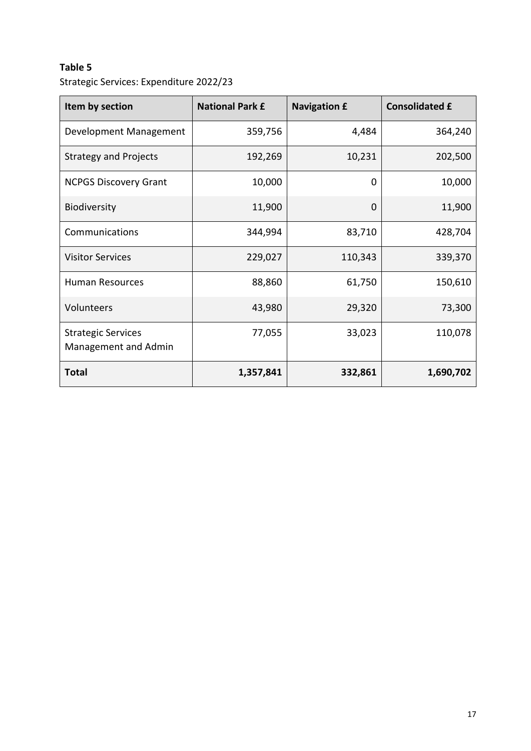**Table 5**

Strategic Services: Expenditure 2022/23

| Item by section | National Park £ | Navigation £ | Consolidated £ |
|---|---|---|---|
| Development Management | 359,756 | 4,484 | 364,240 |
| Strategy and Projects | 192,269 | 10,231 | 202,500 |
| NCPGS Discovery Grant | 10,000 | 0 | 10,000 |
| Biodiversity | 11,900 | 0 | 11,900 |
| Communications | 344,994 | 83,710 | 428,704 |
| Visitor Services | 229,027 | 110,343 | 339,370 |
| Human Resources | 88,860 | 61,750 | 150,610 |
| Volunteers | 43,980 | 29,320 | 73,300 |
| Strategic Services Management and Admin | 77,055 | 33,023 | 110,078 |
| **Total** | **1,357,841** | **332,861** | **1,690,702** |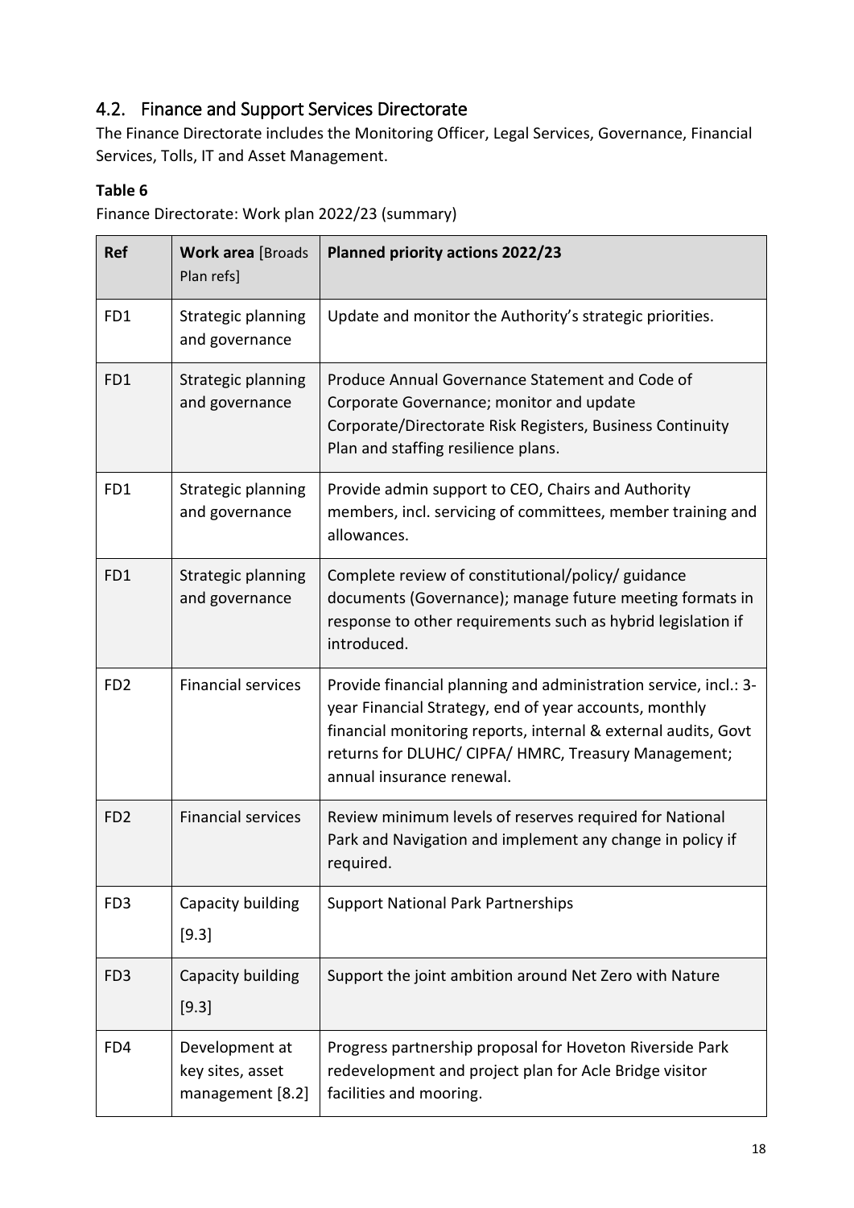## 4.2. Finance and Support Services Directorate

The Finance Directorate includes the Monitoring Officer, Legal Services, Governance, Financial Services, Tolls, IT and Asset Management.

**Table 6**

Finance Directorate: Work plan 2022/23 (summary)

| **Ref** | **Work area** [Broads Plan refs] | **Planned priority actions 2022/23** |
|---|---|---|
| FD1 | Strategic planning and governance | Update and monitor the Authority's strategic priorities. |
| FD1 | Strategic planning and governance | Produce Annual Governance Statement and Code of Corporate Governance; monitor and update Corporate/Directorate Risk Registers, Business Continuity Plan and staffing resilience plans. |
| FD1 | Strategic planning and governance | Provide admin support to CEO, Chairs and Authority members, incl. servicing of committees, member training and allowances. |
| FD1 | Strategic planning and governance | Complete review of constitutional/policy/ guidance documents (Governance); manage future meeting formats in response to other requirements such as hybrid legislation if introduced. |
| FD2 | Financial services | Provide financial planning and administration service, incl.: 3-year Financial Strategy, end of year accounts, monthly financial monitoring reports, internal & external audits, Govt returns for DLUHC/ CIPFA/ HMRC, Treasury Management; annual insurance renewal. |
| FD2 | Financial services | Review minimum levels of reserves required for National Park and Navigation and implement any change in policy if required. |
| FD3 | Capacity building [9.3] | Support National Park Partnerships |
| FD3 | Capacity building [9.3] | Support the joint ambition around Net Zero with Nature |
| FD4 | Development at key sites, asset management [8.2] | Progress partnership proposal for Hoveton Riverside Park redevelopment and project plan for Acle Bridge visitor facilities and mooring. |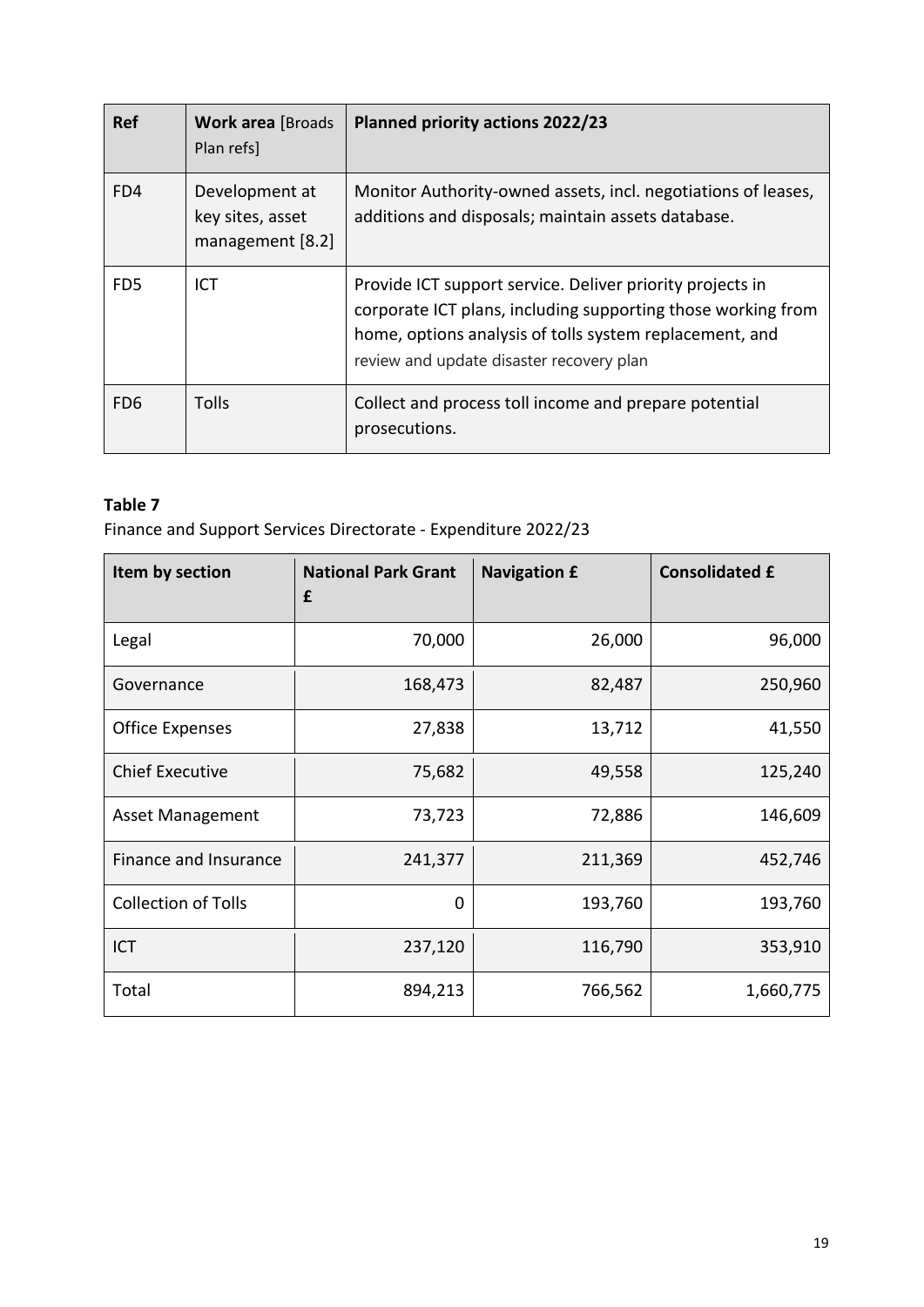| Ref | Work area [Broads Plan refs] | Planned priority actions 2022/23 |
|---|---|---|
| FD4 | Development at key sites, asset management [8.2] | Monitor Authority-owned assets, incl. negotiations of leases, additions and disposals; maintain assets database. |
| FD5 | ICT | Provide ICT support service. Deliver priority projects in corporate ICT plans, including supporting those working from home, options analysis of tolls system replacement, and review and update disaster recovery plan |
| FD6 | Tolls | Collect and process toll income and prepare potential prosecutions. |

**Table 7**

Finance and Support Services Directorate - Expenditure 2022/23

| Item by section | National Park Grant £ | Navigation £ | Consolidated £ |
|---|---:|---:|---:|
| Legal | 70,000 | 26,000 | 96,000 |
| Governance | 168,473 | 82,487 | 250,960 |
| Office Expenses | 27,838 | 13,712 | 41,550 |
| Chief Executive | 75,682 | 49,558 | 125,240 |
| Asset Management | 73,723 | 72,886 | 146,609 |
| Finance and Insurance | 241,377 | 211,369 | 452,746 |
| Collection of Tolls | 0 | 193,760 | 193,760 |
| ICT | 237,120 | 116,790 | 353,910 |
| Total | 894,213 | 766,562 | 1,660,775 |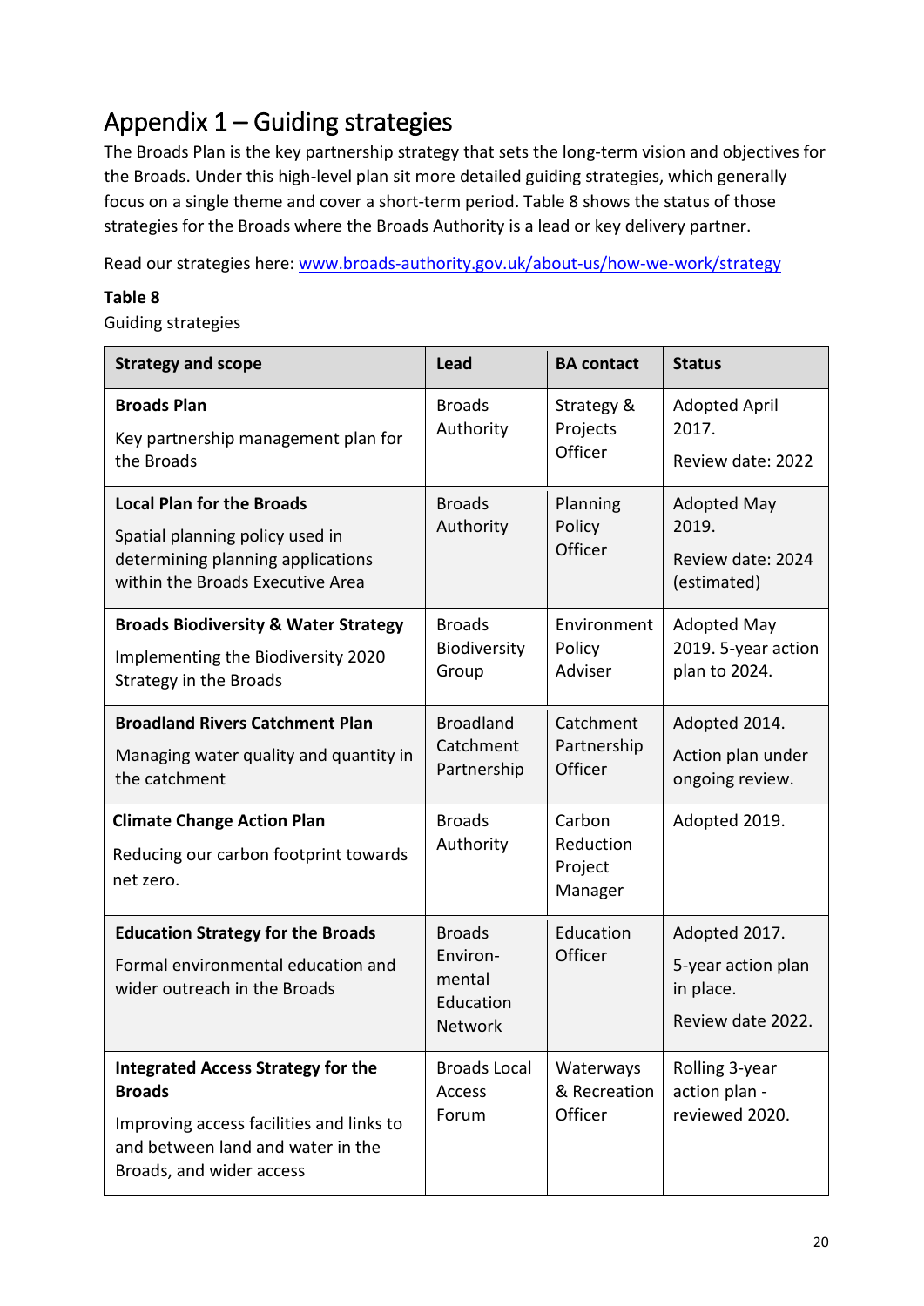# Appendix 1 – Guiding strategies

The Broads Plan is the key partnership strategy that sets the long-term vision and objectives for the Broads. Under this high-level plan sit more detailed guiding strategies, which generally focus on a single theme and cover a short-term period. Table 8 shows the status of those strategies for the Broads where the Broads Authority is a lead or key delivery partner.

Read our strategies here: [www.broads-authority.gov.uk/about-us/how-we-work/strategy](www.broads-authority.gov.uk/about-us/how-we-work/strategy)

**Table 8**

Guiding strategies

| Strategy and scope | Lead | BA contact | Status |
|---|---|---|---|
| **Broads Plan**<br>Key partnership management plan for the Broads | Broads Authority | Strategy & Projects Officer | Adopted April 2017.<br>Review date: 2022 |
| **Local Plan for the Broads**<br>Spatial planning policy used in determining planning applications within the Broads Executive Area | Broads Authority | Planning Policy Officer | Adopted May 2019.<br>Review date: 2024 (estimated) |
| **Broads Biodiversity & Water Strategy**<br>Implementing the Biodiversity 2020 Strategy in the Broads | Broads Biodiversity Group | Environment Policy Adviser | Adopted May 2019. 5-year action plan to 2024. |
| **Broadland Rivers Catchment Plan**<br>Managing water quality and quantity in the catchment | Broadland Catchment Partnership | Catchment Partnership Officer | Adopted 2014.<br>Action plan under ongoing review. |
| **Climate Change Action Plan**<br>Reducing our carbon footprint towards net zero. | Broads Authority | Carbon Reduction Project Manager | Adopted 2019. |
| **Education Strategy for the Broads**<br>Formal environmental education and wider outreach in the Broads | Broads Environ-mental Education Network | Education Officer | Adopted 2017.<br>5-year action plan in place.<br>Review date 2022. |
| **Integrated Access Strategy for the Broads**<br>Improving access facilities and links to and between land and water in the Broads, and wider access | Broads Local Access Forum | Waterways & Recreation Officer | Rolling 3-year action plan - reviewed 2020. |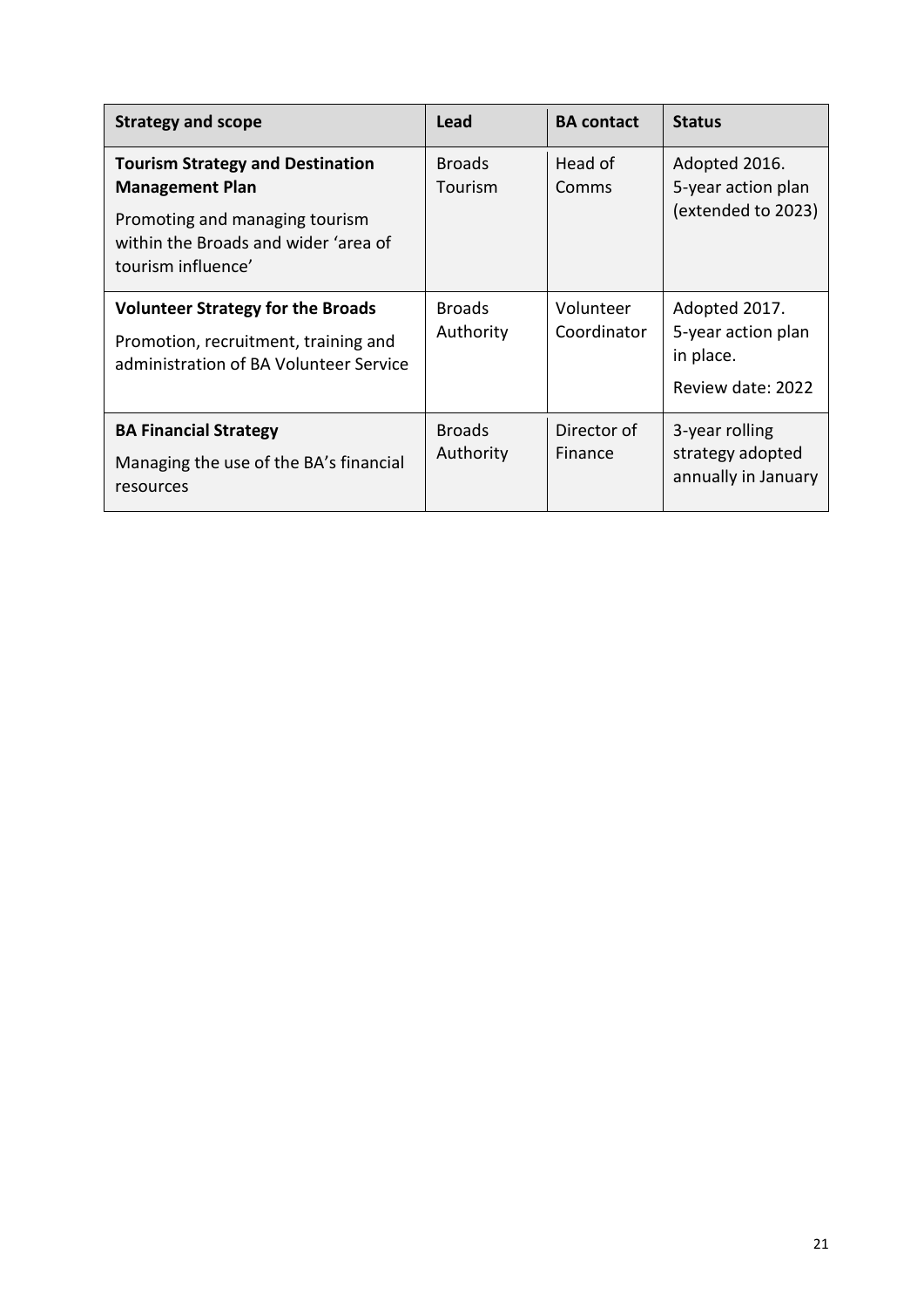| Strategy and scope | Lead | BA contact | Status |
|---|---|---|---|
| **Tourism Strategy and Destination Management Plan**<br>Promoting and managing tourism within the Broads and wider 'area of tourism influence' | Broads Tourism | Head of Comms | Adopted 2016. 5-year action plan (extended to 2023) |
| **Volunteer Strategy for the Broads**<br>Promotion, recruitment, training and administration of BA Volunteer Service | Broads Authority | Volunteer Coordinator | Adopted 2017. 5-year action plan in place.<br>Review date: 2022 |
| **BA Financial Strategy**<br>Managing the use of the BA's financial resources | Broads Authority | Director of Finance | 3-year rolling strategy adopted annually in January |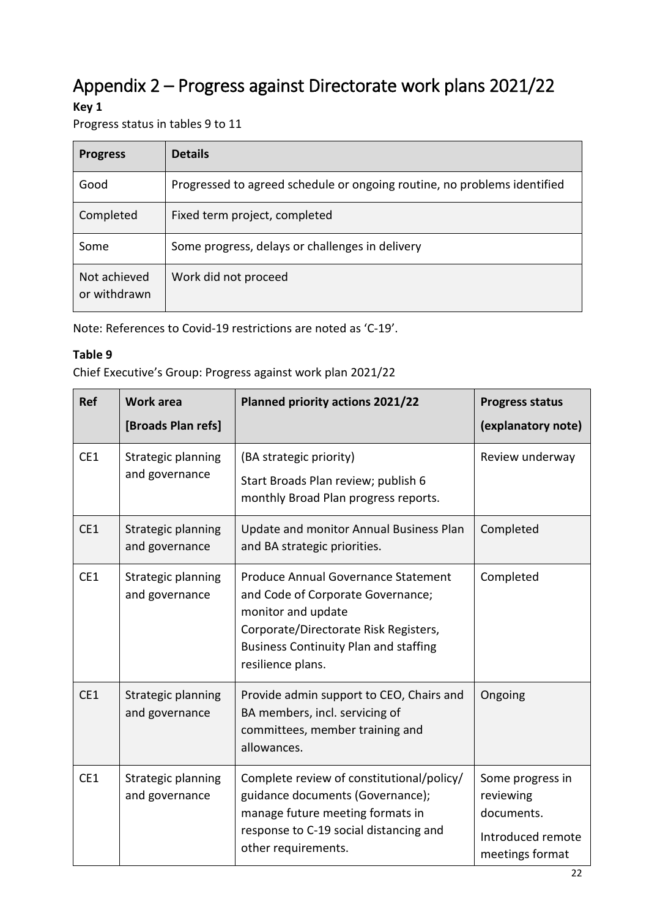# Appendix 2 – Progress against Directorate work plans 2021/22

**Key 1**

Progress status in tables 9 to 11

| Progress | Details |
|---|---|
| Good | Progressed to agreed schedule or ongoing routine, no problems identified |
| Completed | Fixed term project, completed |
| Some | Some progress, delays or challenges in delivery |
| Not achieved or withdrawn | Work did not proceed |

Note: References to Covid-19 restrictions are noted as 'C-19'.

**Table 9**

Chief Executive's Group: Progress against work plan 2021/22

| Ref | Work area [Broads Plan refs] | Planned priority actions 2021/22 | Progress status (explanatory note) |
|---|---|---|---|
| CE1 | Strategic planning and governance | (BA strategic priority) Start Broads Plan review; publish 6 monthly Broad Plan progress reports. | Review underway |
| CE1 | Strategic planning and governance | Update and monitor Annual Business Plan and BA strategic priorities. | Completed |
| CE1 | Strategic planning and governance | Produce Annual Governance Statement and Code of Corporate Governance; monitor and update Corporate/Directorate Risk Registers, Business Continuity Plan and staffing resilience plans. | Completed |
| CE1 | Strategic planning and governance | Provide admin support to CEO, Chairs and BA members, incl. servicing of committees, member training and allowances. | Ongoing |
| CE1 | Strategic planning and governance | Complete review of constitutional/policy/ guidance documents (Governance); manage future meeting formats in response to C-19 social distancing and other requirements. | Some progress in reviewing documents. Introduced remote meetings format |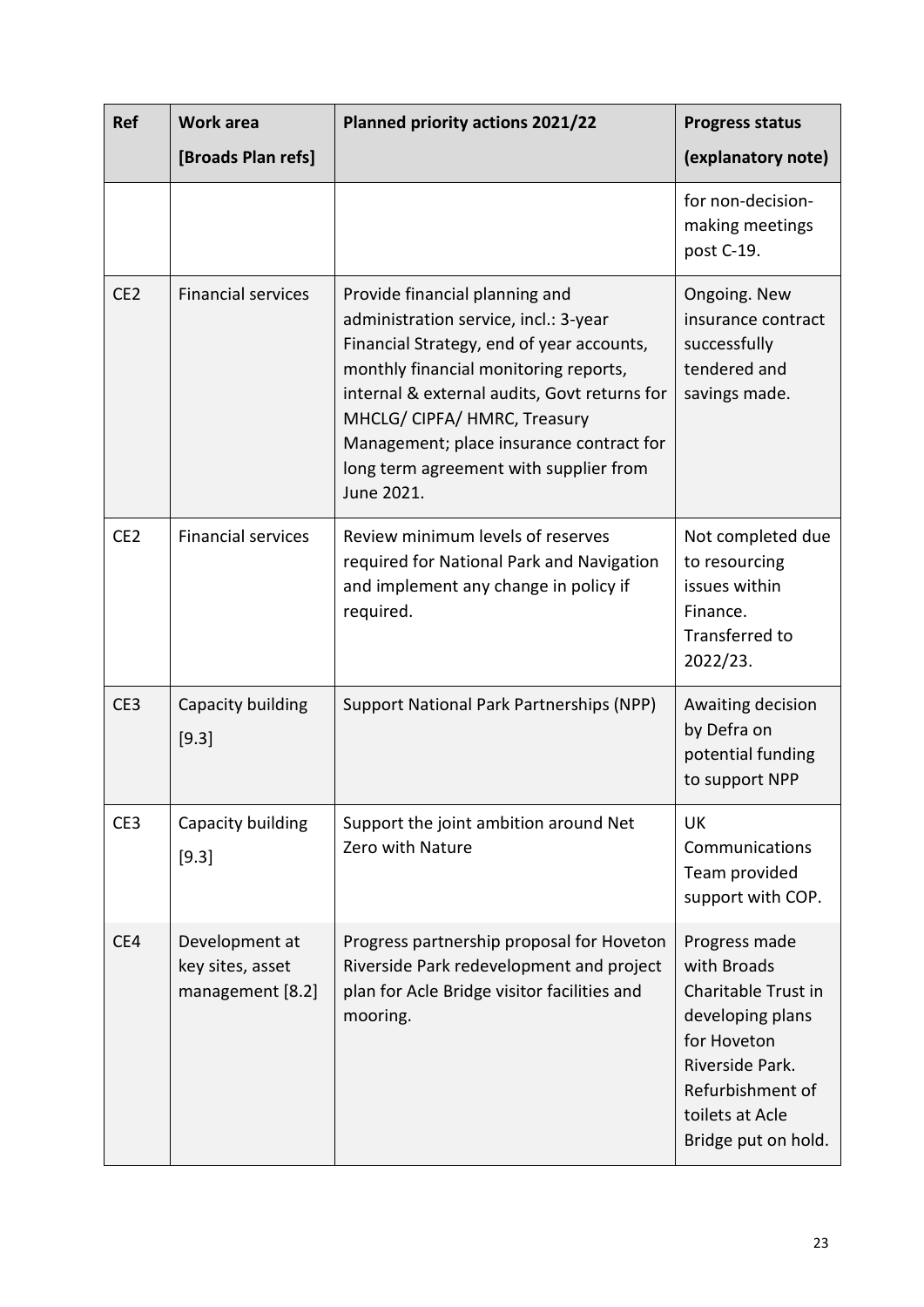| Ref | Work area [Broads Plan refs] | Planned priority actions 2021/22 | Progress status (explanatory note) |
|---|---|---|---|
| | | | for non-decision-making meetings post C-19. |
| CE2 | Financial services | Provide financial planning and administration service, incl.: 3-year Financial Strategy, end of year accounts, monthly financial monitoring reports, internal & external audits, Govt returns for MHCLG/ CIPFA/ HMRC, Treasury Management; place insurance contract for long term agreement with supplier from June 2021. | Ongoing. New insurance contract successfully tendered and savings made. |
| CE2 | Financial services | Review minimum levels of reserves required for National Park and Navigation and implement any change in policy if required. | Not completed due to resourcing issues within Finance. Transferred to 2022/23. |
| CE3 | Capacity building [9.3] | Support National Park Partnerships (NPP) | Awaiting decision by Defra on potential funding to support NPP |
| CE3 | Capacity building [9.3] | Support the joint ambition around Net Zero with Nature | UK Communications Team provided support with COP. |
| CE4 | Development at key sites, asset management [8.2] | Progress partnership proposal for Hoveton Riverside Park redevelopment and project plan for Acle Bridge visitor facilities and mooring. | Progress made with Broads Charitable Trust in developing plans for Hoveton Riverside Park. Refurbishment of toilets at Acle Bridge put on hold. |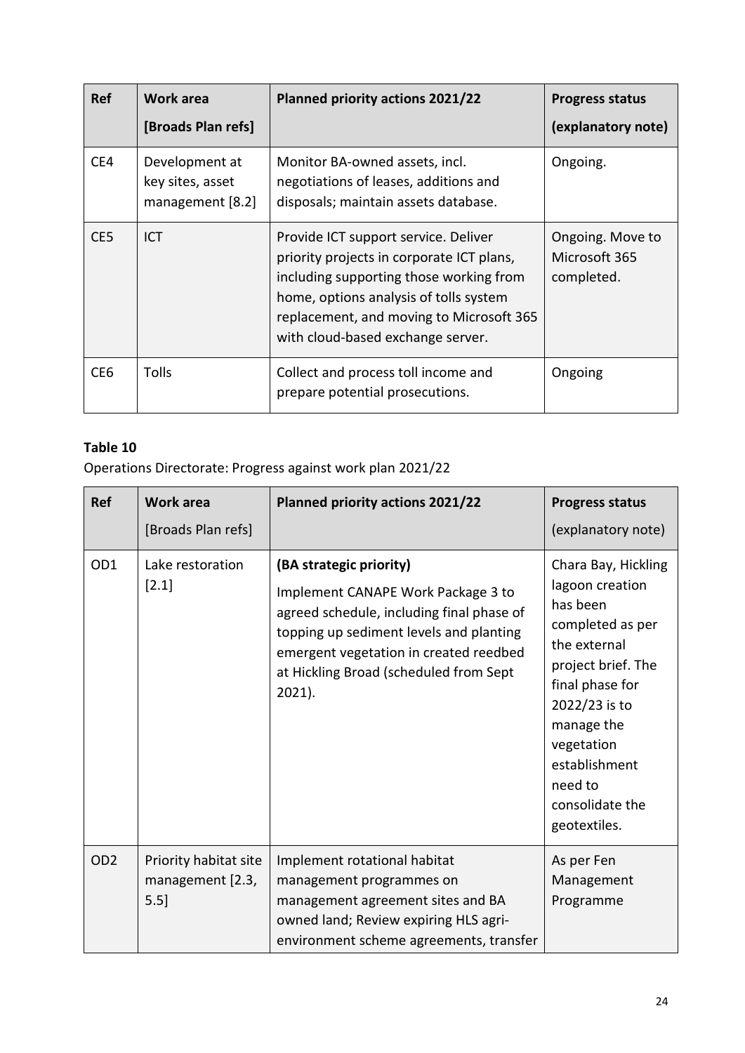| Ref | Work area [Broads Plan refs] | Planned priority actions 2021/22 | Progress status (explanatory note) |
|---|---|---|---|
| CE4 | Development at key sites, asset management [8.2] | Monitor BA-owned assets, incl. negotiations of leases, additions and disposals; maintain assets database. | Ongoing. |
| CE5 | ICT | Provide ICT support service. Deliver priority projects in corporate ICT plans, including supporting those working from home, options analysis of tolls system replacement, and moving to Microsoft 365 with cloud-based exchange server. | Ongoing. Move to Microsoft 365 completed. |
| CE6 | Tolls | Collect and process toll income and prepare potential prosecutions. | Ongoing |

**Table 10**

Operations Directorate: Progress against work plan 2021/22

| Ref | Work area [Broads Plan refs] | Planned priority actions 2021/22 | Progress status (explanatory note) |
|---|---|---|---|
| OD1 | Lake restoration [2.1] | **(BA strategic priority)** Implement CANAPE Work Package 3 to agreed schedule, including final phase of topping up sediment levels and planting emergent vegetation in created reedbed at Hickling Broad (scheduled from Sept 2021). | Chara Bay, Hickling lagoon creation has been completed as per the external project brief. The final phase for 2022/23 is to manage the vegetation establishment need to consolidate the geotextiles. |
| OD2 | Priority habitat site management [2.3, 5.5] | Implement rotational habitat management programmes on management agreement sites and BA owned land; Review expiring HLS agri-environment scheme agreements, transfer | As per Fen Management Programme |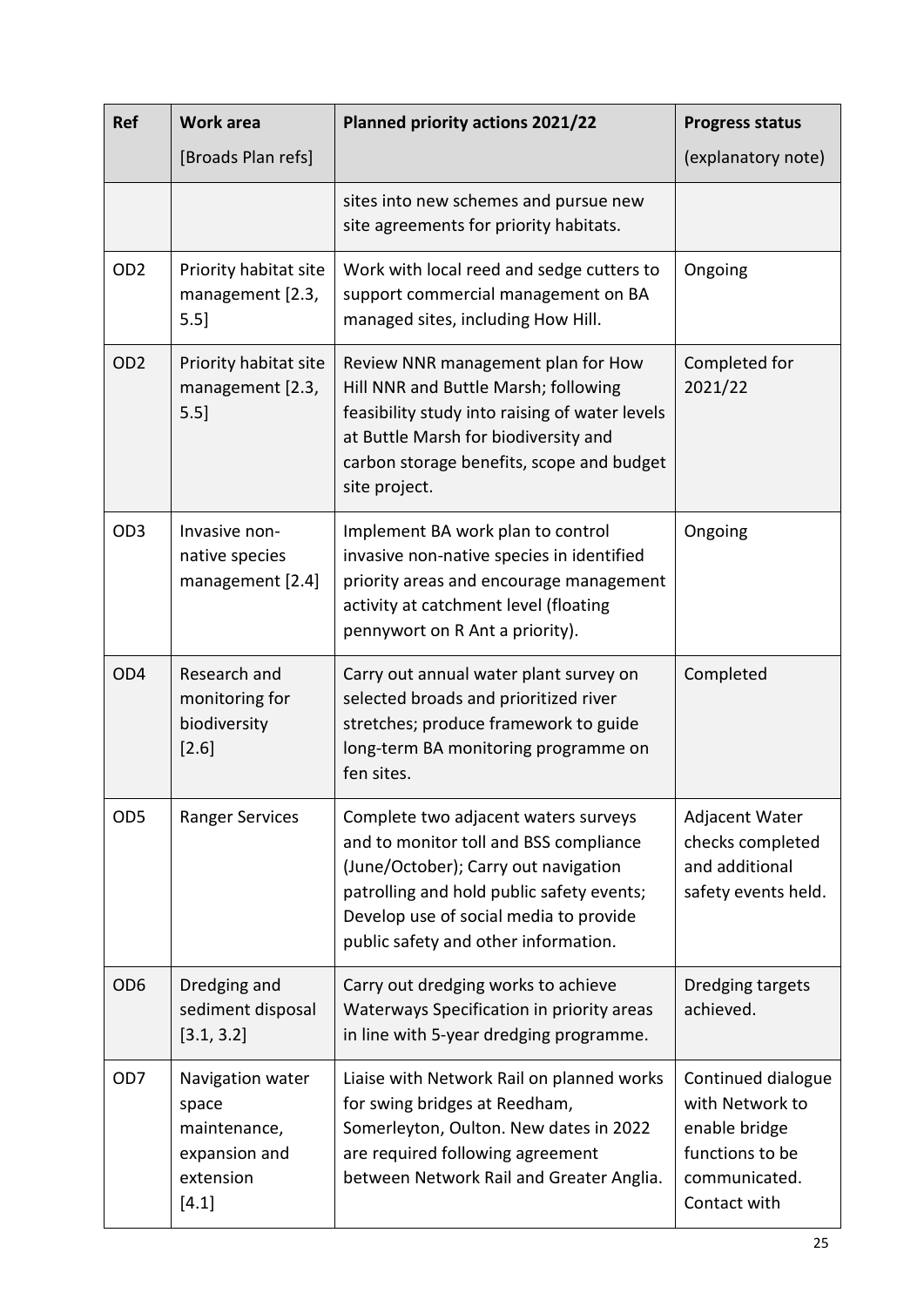| Ref | Work area [Broads Plan refs] | Planned priority actions 2021/22 | Progress status (explanatory note) |
|---|---|---|---|
| | | sites into new schemes and pursue new site agreements for priority habitats. | |
| OD2 | Priority habitat site management [2.3, 5.5] | Work with local reed and sedge cutters to support commercial management on BA managed sites, including How Hill. | Ongoing |
| OD2 | Priority habitat site management [2.3, 5.5] | Review NNR management plan for How Hill NNR and Buttle Marsh; following feasibility study into raising of water levels at Buttle Marsh for biodiversity and carbon storage benefits, scope and budget site project. | Completed for 2021/22 |
| OD3 | Invasive non-native species management [2.4] | Implement BA work plan to control invasive non-native species in identified priority areas and encourage management activity at catchment level (floating pennywort on R Ant a priority). | Ongoing |
| OD4 | Research and monitoring for biodiversity [2.6] | Carry out annual water plant survey on selected broads and prioritized river stretches; produce framework to guide long-term BA monitoring programme on fen sites. | Completed |
| OD5 | Ranger Services | Complete two adjacent waters surveys and to monitor toll and BSS compliance (June/October); Carry out navigation patrolling and hold public safety events; Develop use of social media to provide public safety and other information. | Adjacent Water checks completed and additional safety events held. |
| OD6 | Dredging and sediment disposal [3.1, 3.2] | Carry out dredging works to achieve Waterways Specification in priority areas in line with 5-year dredging programme. | Dredging targets achieved. |
| OD7 | Navigation water space maintenance, expansion and extension [4.1] | Liaise with Network Rail on planned works for swing bridges at Reedham, Somerleyton, Oulton. New dates in 2022 are required following agreement between Network Rail and Greater Anglia. | Continued dialogue with Network to enable bridge functions to be communicated. Contact with |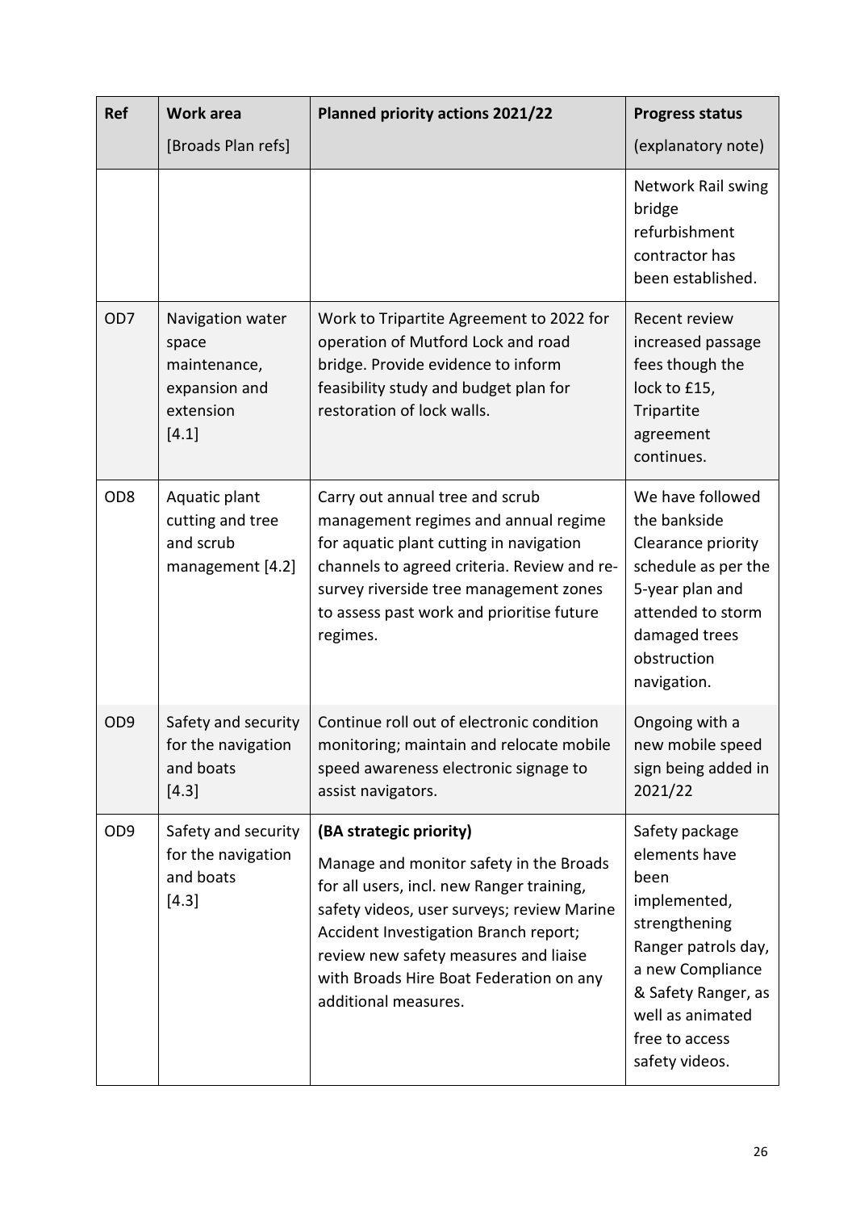| Ref | Work area [Broads Plan refs] | Planned priority actions 2021/22 | Progress status (explanatory note) |
|---|---|---|---|
| | | | Network Rail swing bridge refurbishment contractor has been established. |
| OD7 | Navigation water space maintenance, expansion and extension [4.1] | Work to Tripartite Agreement to 2022 for operation of Mutford Lock and road bridge. Provide evidence to inform feasibility study and budget plan for restoration of lock walls. | Recent review increased passage fees though the lock to £15, Tripartite agreement continues. |
| OD8 | Aquatic plant cutting and tree and scrub management [4.2] | Carry out annual tree and scrub management regimes and annual regime for aquatic plant cutting in navigation channels to agreed criteria. Review and re-survey riverside tree management zones to assess past work and prioritise future regimes. | We have followed the bankside Clearance priority schedule as per the 5-year plan and attended to storm damaged trees obstruction navigation. |
| OD9 | Safety and security for the navigation and boats [4.3] | Continue roll out of electronic condition monitoring; maintain and relocate mobile speed awareness electronic signage to assist navigators. | Ongoing with a new mobile speed sign being added in 2021/22 |
| OD9 | Safety and security for the navigation and boats [4.3] | **(BA strategic priority)** Manage and monitor safety in the Broads for all users, incl. new Ranger training, safety videos, user surveys; review Marine Accident Investigation Branch report; review new safety measures and liaise with Broads Hire Boat Federation on any additional measures. | Safety package elements have been implemented, strengthening Ranger patrols day, a new Compliance & Safety Ranger, as well as animated free to access safety videos. |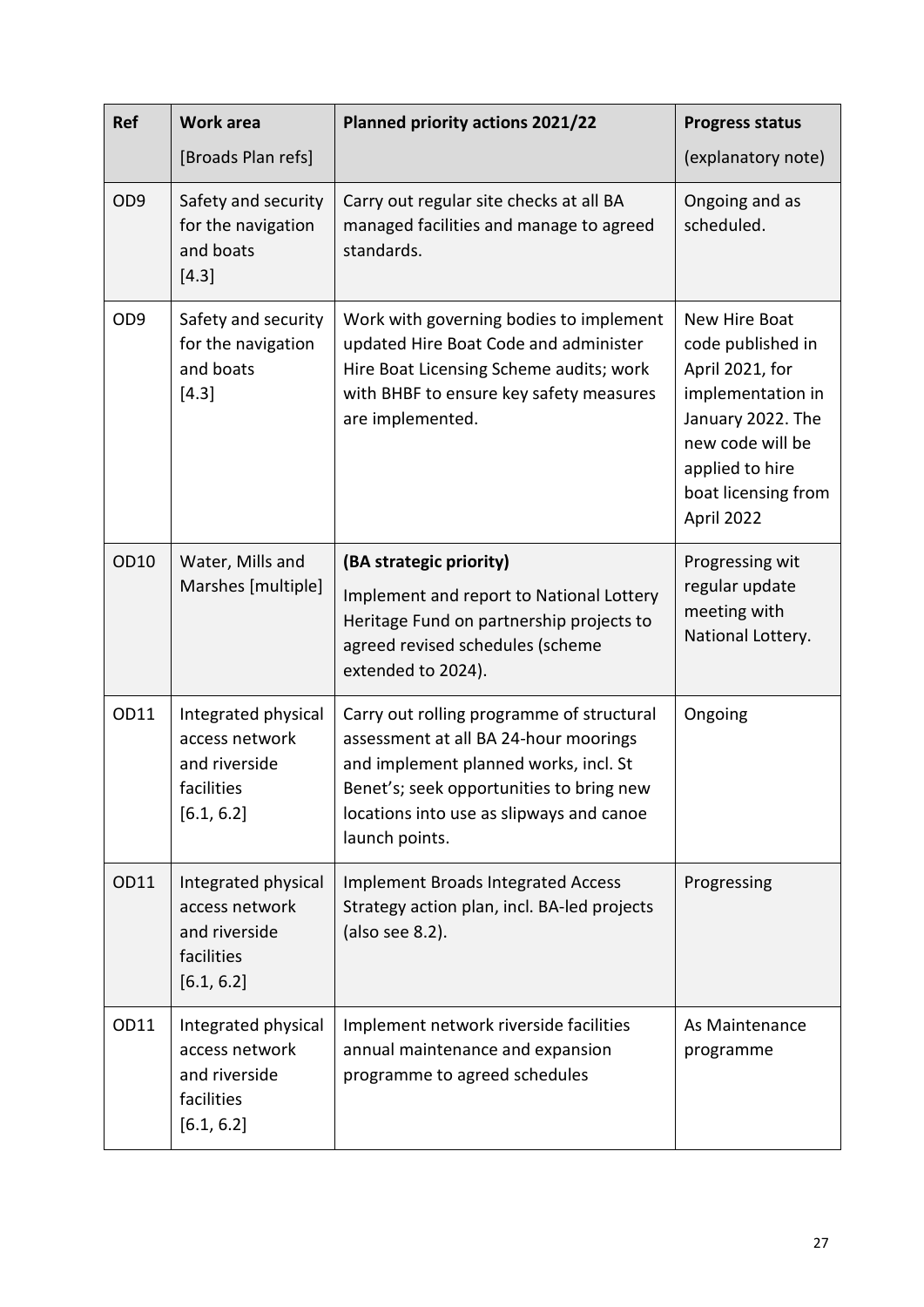| Ref | Work area [Broads Plan refs] | Planned priority actions 2021/22 | Progress status (explanatory note) |
|---|---|---|---|
| OD9 | Safety and security for the navigation and boats [4.3] | Carry out regular site checks at all BA managed facilities and manage to agreed standards. | Ongoing and as scheduled. |
| OD9 | Safety and security for the navigation and boats [4.3] | Work with governing bodies to implement updated Hire Boat Code and administer Hire Boat Licensing Scheme audits; work with BHBF to ensure key safety measures are implemented. | New Hire Boat code published in April 2021, for implementation in January 2022. The new code will be applied to hire boat licensing from April 2022 |
| OD10 | Water, Mills and Marshes [multiple] | **(BA strategic priority)** Implement and report to National Lottery Heritage Fund on partnership projects to agreed revised schedules (scheme extended to 2024). | Progressing wit regular update meeting with National Lottery. |
| OD11 | Integrated physical access network and riverside facilities [6.1, 6.2] | Carry out rolling programme of structural assessment at all BA 24-hour moorings and implement planned works, incl. St Benet's; seek opportunities to bring new locations into use as slipways and canoe launch points. | Ongoing |
| OD11 | Integrated physical access network and riverside facilities [6.1, 6.2] | Implement Broads Integrated Access Strategy action plan, incl. BA-led projects (also see 8.2). | Progressing |
| OD11 | Integrated physical access network and riverside facilities [6.1, 6.2] | Implement network riverside facilities annual maintenance and expansion programme to agreed schedules | As Maintenance programme |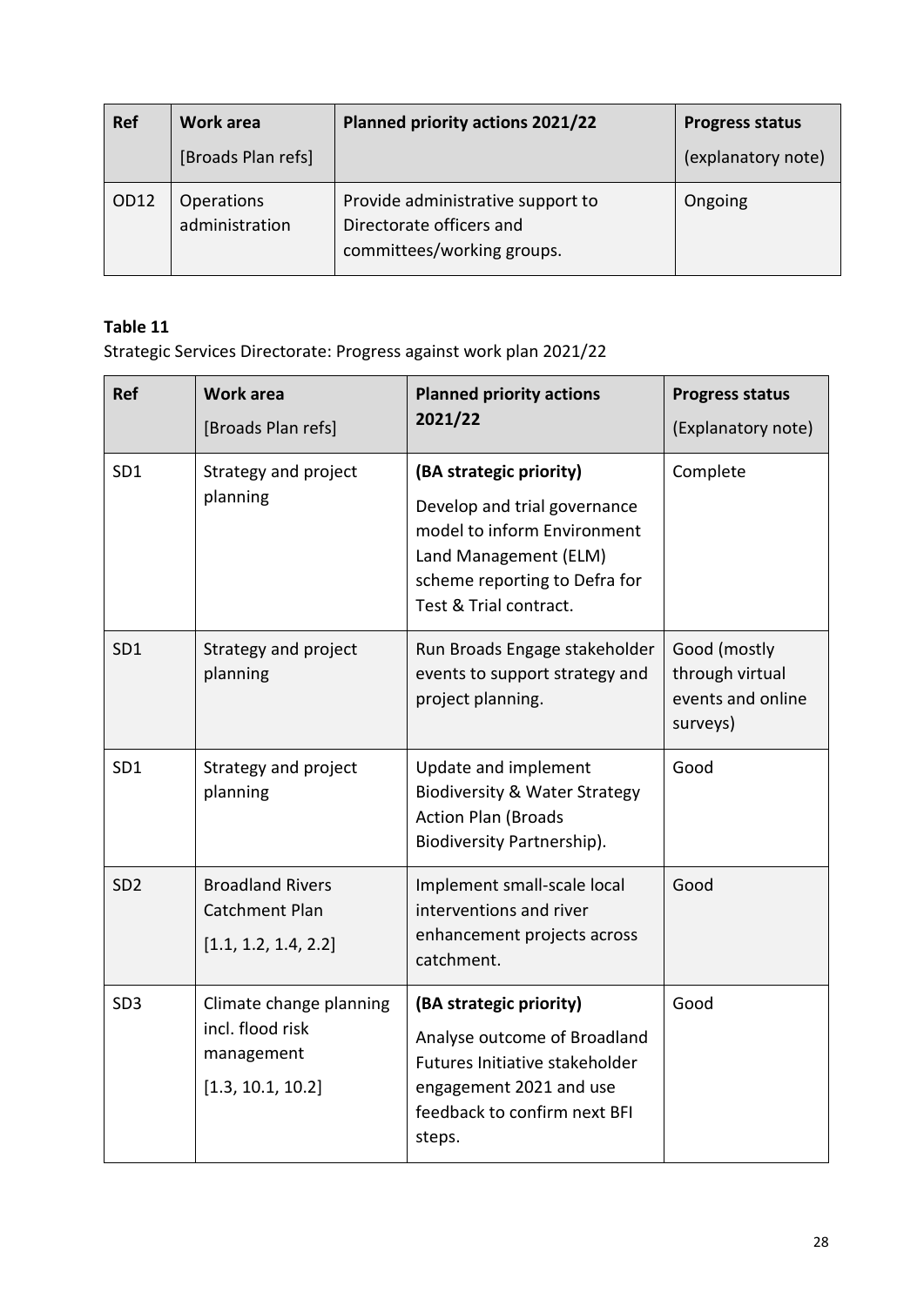| Ref | Work area<br>[Broads Plan refs] | Planned priority actions 2021/22 | Progress status<br>(explanatory note) |
|---|---|---|---|
| OD12 | Operations administration | Provide administrative support to Directorate officers and committees/working groups. | Ongoing |

**Table 11**

Strategic Services Directorate: Progress against work plan 2021/22

| Ref | Work area<br>[Broads Plan refs] | Planned priority actions 2021/22 | Progress status<br>(Explanatory note) |
|---|---|---|---|
| SD1 | Strategy and project planning | **(BA strategic priority)**<br>Develop and trial governance model to inform Environment Land Management (ELM) scheme reporting to Defra for Test & Trial contract. | Complete |
| SD1 | Strategy and project planning | Run Broads Engage stakeholder events to support strategy and project planning. | Good (mostly through virtual events and online surveys) |
| SD1 | Strategy and project planning | Update and implement Biodiversity & Water Strategy Action Plan (Broads Biodiversity Partnership). | Good |
| SD2 | Broadland Rivers Catchment Plan<br>[1.1, 1.2, 1.4, 2.2] | Implement small-scale local interventions and river enhancement projects across catchment. | Good |
| SD3 | Climate change planning incl. flood risk management<br>[1.3, 10.1, 10.2] | **(BA strategic priority)**<br>Analyse outcome of Broadland Futures Initiative stakeholder engagement 2021 and use feedback to confirm next BFI steps. | Good |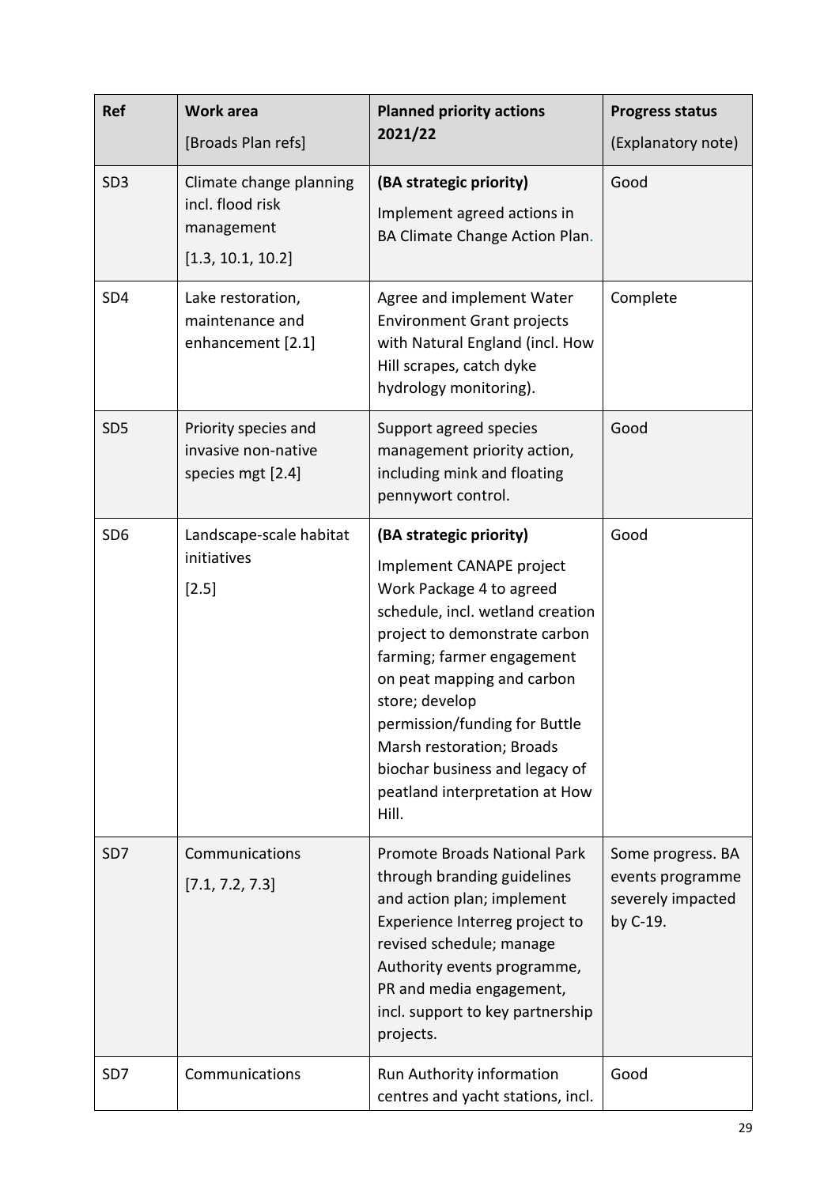| Ref | Work area<br>[Broads Plan refs] | Planned priority actions 2021/22 | Progress status<br>(Explanatory note) |
|---|---|---|---|
| SD3 | Climate change planning incl. flood risk management<br>[1.3, 10.1, 10.2] | **(BA strategic priority)**<br>Implement agreed actions in BA Climate Change Action Plan. | Good |
| SD4 | Lake restoration, maintenance and enhancement [2.1] | Agree and implement Water Environment Grant projects with Natural England (incl. How Hill scrapes, catch dyke hydrology monitoring). | Complete |
| SD5 | Priority species and invasive non-native species mgt [2.4] | Support agreed species management priority action, including mink and floating pennywort control. | Good |
| SD6 | Landscape-scale habitat initiatives<br>[2.5] | **(BA strategic priority)**<br>Implement CANAPE project Work Package 4 to agreed schedule, incl. wetland creation project to demonstrate carbon farming; farmer engagement on peat mapping and carbon store; develop permission/funding for Buttle Marsh restoration; Broads biochar business and legacy of peatland interpretation at How Hill. | Good |
| SD7 | Communications<br>[7.1, 7.2, 7.3] | Promote Broads National Park through branding guidelines and action plan; implement Experience Interreg project to revised schedule; manage Authority events programme, PR and media engagement, incl. support to key partnership projects. | Some progress. BA events programme severely impacted by C-19. |
| SD7 | Communications | Run Authority information centres and yacht stations, incl. | Good |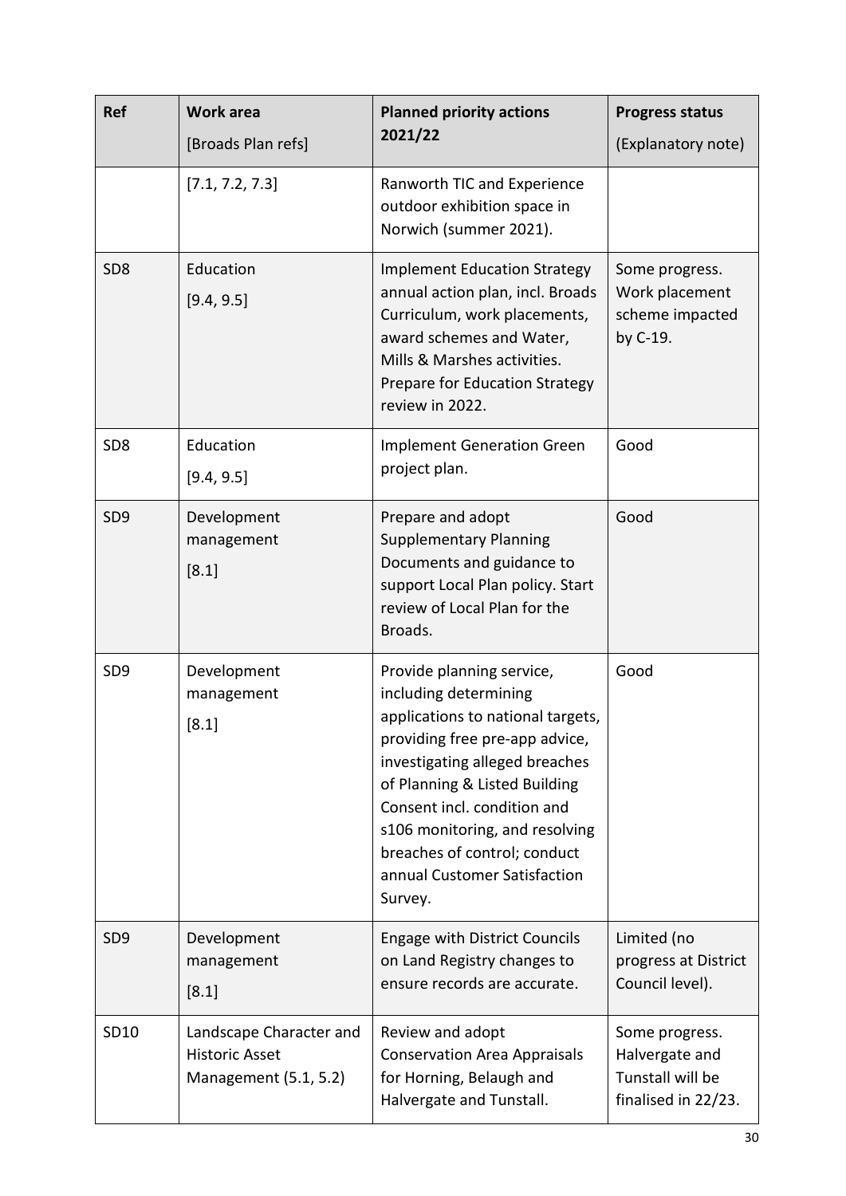| Ref | Work area<br>[Broads Plan refs] | Planned priority actions 2021/22 | Progress status<br>(Explanatory note) |
| --- | --- | --- | --- |
| | [7.1, 7.2, 7.3] | Ranworth TIC and Experience outdoor exhibition space in Norwich (summer 2021). | |
| SD8 | Education<br>[9.4, 9.5] | Implement Education Strategy annual action plan, incl. Broads Curriculum, work placements, award schemes and Water, Mills & Marshes activities. Prepare for Education Strategy review in 2022. | Some progress. Work placement scheme impacted by C-19. |
| SD8 | Education<br>[9.4, 9.5] | Implement Generation Green project plan. | Good |
| SD9 | Development management<br>[8.1] | Prepare and adopt Supplementary Planning Documents and guidance to support Local Plan policy. Start review of Local Plan for the Broads. | Good |
| SD9 | Development management<br>[8.1] | Provide planning service, including determining applications to national targets, providing free pre-app advice, investigating alleged breaches of Planning & Listed Building Consent incl. condition and s106 monitoring, and resolving breaches of control; conduct annual Customer Satisfaction Survey. | Good |
| SD9 | Development management<br>[8.1] | Engage with District Councils on Land Registry changes to ensure records are accurate. | Limited (no progress at District Council level). |
| SD10 | Landscape Character and Historic Asset Management (5.1, 5.2) | Review and adopt Conservation Area Appraisals for Horning, Belaugh and Halvergate and Tunstall. | Some progress. Halvergate and Tunstall will be finalised in 22/23. |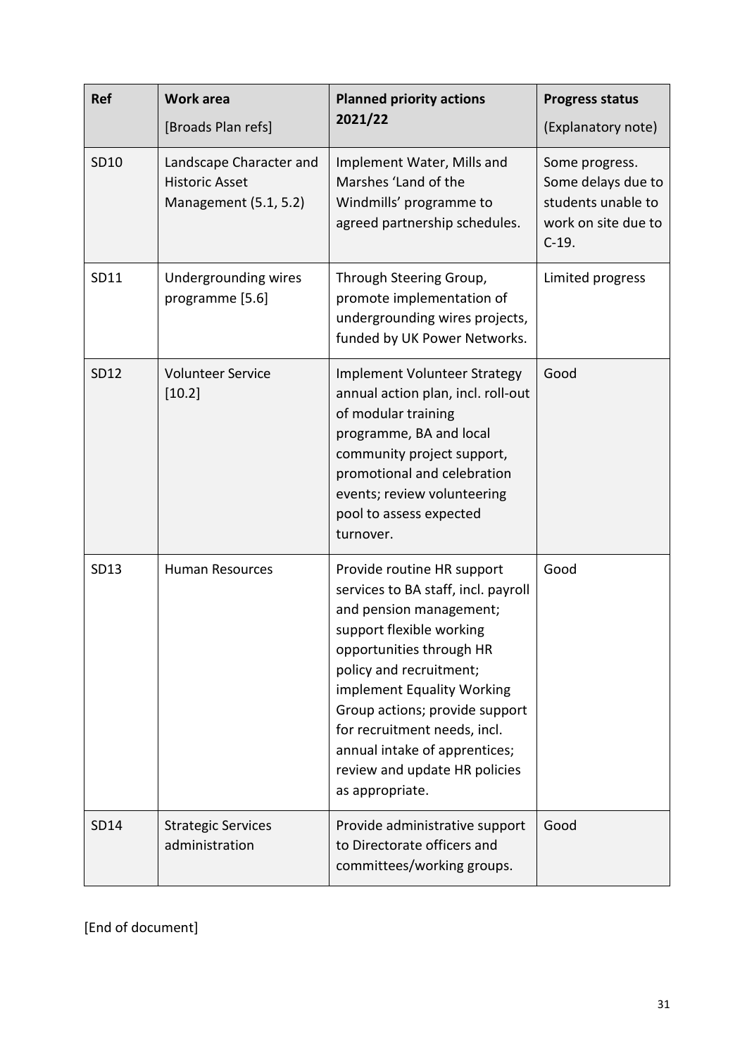| Ref | Work area<br>[Broads Plan refs] | Planned priority actions 2021/22 | Progress status<br>(Explanatory note) |
|---|---|---|---|
| SD10 | Landscape Character and Historic Asset Management (5.1, 5.2) | Implement Water, Mills and Marshes 'Land of the Windmills' programme to agreed partnership schedules. | Some progress. Some delays due to students unable to work on site due to C-19. |
| SD11 | Undergrounding wires programme [5.6] | Through Steering Group, promote implementation of undergrounding wires projects, funded by UK Power Networks. | Limited progress |
| SD12 | Volunteer Service [10.2] | Implement Volunteer Strategy annual action plan, incl. roll-out of modular training programme, BA and local community project support, promotional and celebration events; review volunteering pool to assess expected turnover. | Good |
| SD13 | Human Resources | Provide routine HR support services to BA staff, incl. payroll and pension management; support flexible working opportunities through HR policy and recruitment; implement Equality Working Group actions; provide support for recruitment needs, incl. annual intake of apprentices; review and update HR policies as appropriate. | Good |
| SD14 | Strategic Services administration | Provide administrative support to Directorate officers and committees/working groups. | Good |

[End of document]